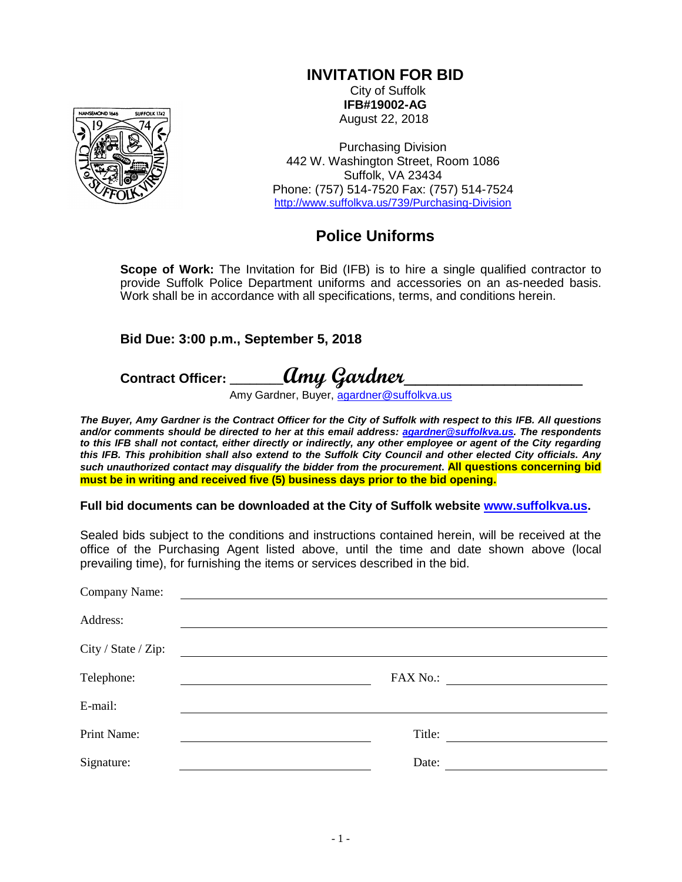# INVITATION FOR BID

City of Suffolk
**IFB#19002-AG**
August 22, 2018

Purchasing Division
442 W. Washington Street, Room 1086
Suffolk, VA 23434
Phone: (757) 514-7520 Fax: (757) 514-7524
http://www.suffolkva.us/739/Purchasing-Division

## Police Uniforms

**Scope of Work:** The Invitation for Bid (IFB) is to hire a single qualified contractor to provide Suffolk Police Department uniforms and accessories on an as-needed basis. Work shall be in accordance with all specifications, terms, and conditions herein.

**Bid Due: 3:00 p.m., September 5, 2018**

**Contract Officer:** ______*Amy Gardner*____________________
Amy Gardner, Buyer, agardner@suffolkva.us

***The Buyer, Amy Gardner is the Contract Officer for the City of Suffolk with respect to this IFB. All questions and/or comments should be directed to her at this email address: agardner@suffolkva.us. The respondents to this IFB shall not contact, either directly or indirectly, any other employee or agent of the City regarding this IFB. This prohibition shall also extend to the Suffolk City Council and other elected City officials. Any such unauthorized contact may disqualify the bidder from the procurement.*** **All questions concerning bid must be in writing and received five (5) business days prior to the bid opening.**

**Full bid documents can be downloaded at the City of Suffolk website www.suffolkva.us.**

Sealed bids subject to the conditions and instructions contained herein, will be received at the office of the Purchasing Agent listed above, until the time and date shown above (local prevailing time), for furnishing the items or services described in the bid.

Company Name: ______________________________________________

Address: ______________________________________________

City / State / Zip: ______________________________________________

Telephone: ______________________ FAX No.: ______________________

E-mail: ______________________________________________

Print Name: ______________________ Title: ______________________

Signature: ______________________ Date: ______________________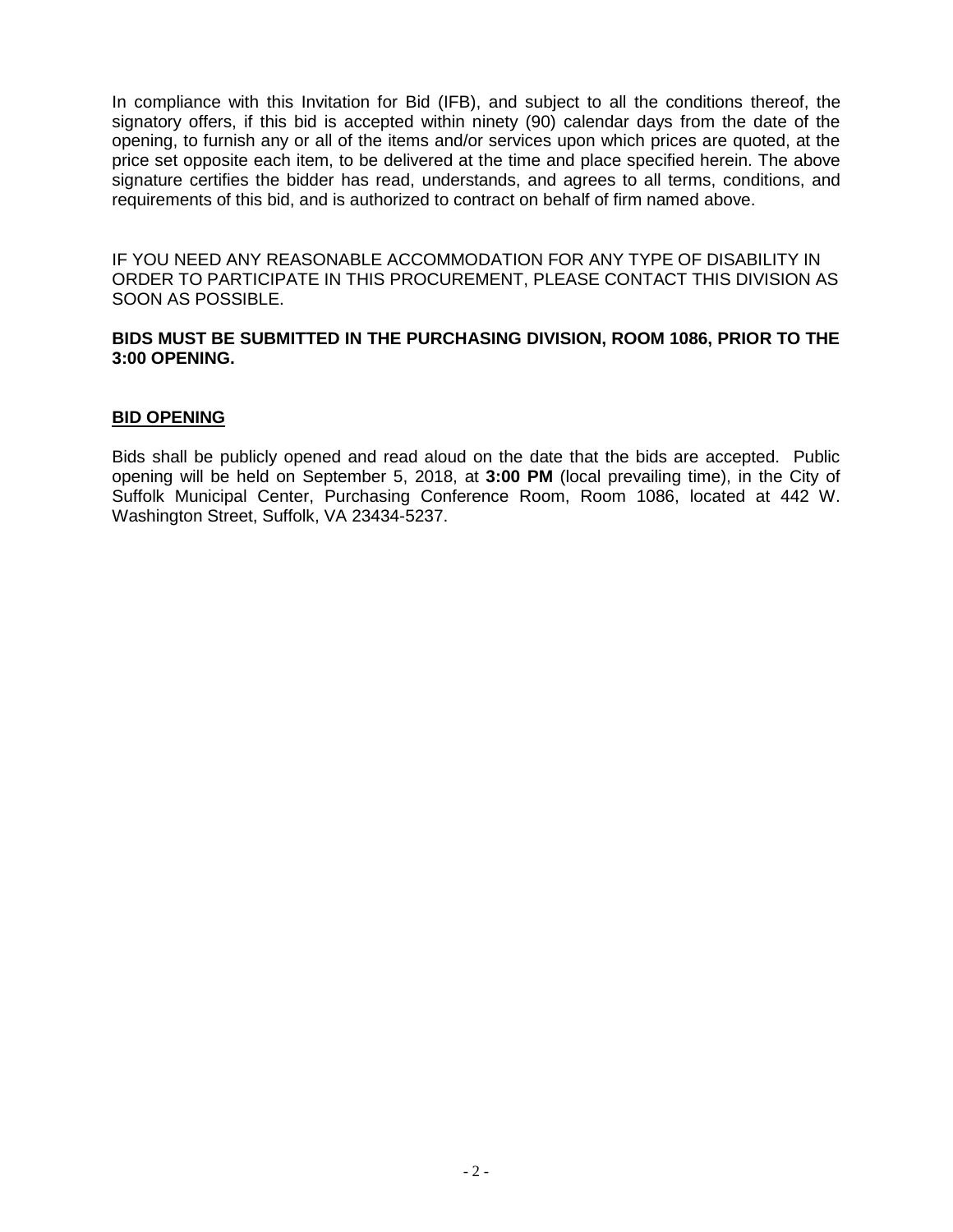In compliance with this Invitation for Bid (IFB), and subject to all the conditions thereof, the signatory offers, if this bid is accepted within ninety (90) calendar days from the date of the opening, to furnish any or all of the items and/or services upon which prices are quoted, at the price set opposite each item, to be delivered at the time and place specified herein. The above signature certifies the bidder has read, understands, and agrees to all terms, conditions, and requirements of this bid, and is authorized to contract on behalf of firm named above.

IF YOU NEED ANY REASONABLE ACCOMMODATION FOR ANY TYPE OF DISABILITY IN ORDER TO PARTICIPATE IN THIS PROCUREMENT, PLEASE CONTACT THIS DIVISION AS SOON AS POSSIBLE.

**BIDS MUST BE SUBMITTED IN THE PURCHASING DIVISION, ROOM 1086, PRIOR TO THE 3:00 OPENING.**

## BID OPENING

Bids shall be publicly opened and read aloud on the date that the bids are accepted. Public opening will be held on September 5, 2018, at **3:00 PM** (local prevailing time), in the City of Suffolk Municipal Center, Purchasing Conference Room, Room 1086, located at 442 W. Washington Street, Suffolk, VA 23434-5237.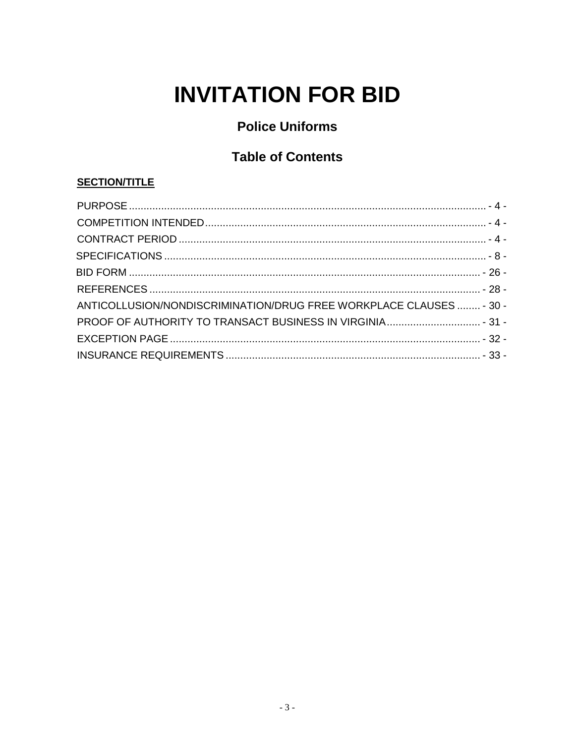# INVITATION FOR BID

## Police Uniforms

## Table of Contents

**SECTION/TITLE**

PURPOSE ........................................................................................................................ - 4 -
COMPETITION INTENDED .............................................................................................. - 4 -
CONTRACT PERIOD ....................................................................................................... - 4 -
SPECIFICATIONS ............................................................................................................ - 8 -
BID FORM ...................................................................................................................... - 26 -
REFERENCES ............................................................................................................... - 28 -
ANTICOLLUSION/NONDISCRIMINATION/DRUG FREE WORKPLACE CLAUSES ........ - 30 -
PROOF OF AUTHORITY TO TRANSACT BUSINESS IN VIRGINIA ................................ - 31 -
EXCEPTION PAGE ......................................................................................................... - 32 -
INSURANCE REQUIREMENTS ...................................................................................... - 33 -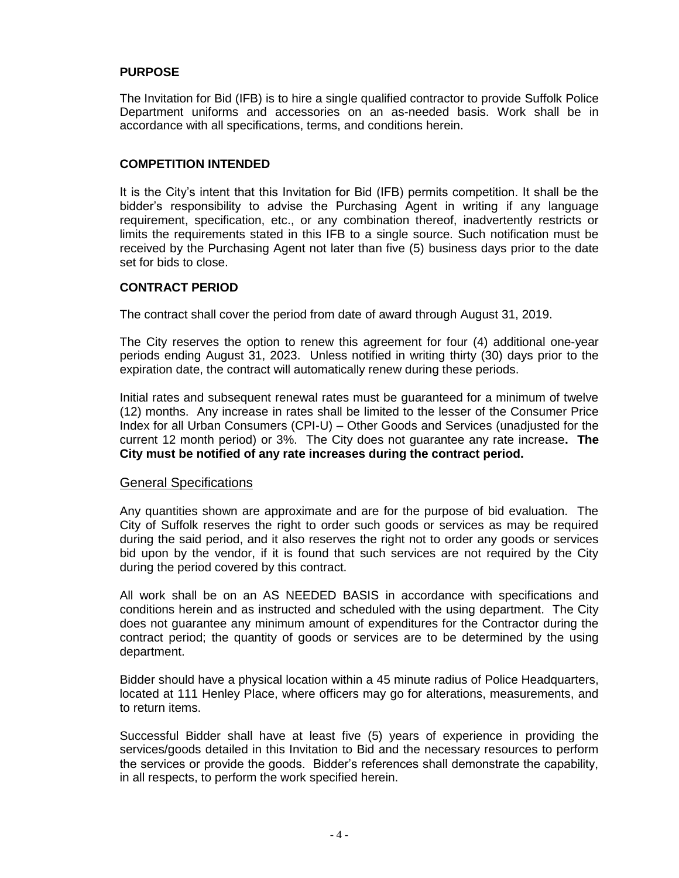## PURPOSE

The Invitation for Bid (IFB) is to hire a single qualified contractor to provide Suffolk Police Department uniforms and accessories on an as-needed basis. Work shall be in accordance with all specifications, terms, and conditions herein.

## COMPETITION INTENDED

It is the City's intent that this Invitation for Bid (IFB) permits competition. It shall be the bidder's responsibility to advise the Purchasing Agent in writing if any language requirement, specification, etc., or any combination thereof, inadvertently restricts or limits the requirements stated in this IFB to a single source. Such notification must be received by the Purchasing Agent not later than five (5) business days prior to the date set for bids to close.

## CONTRACT PERIOD

The contract shall cover the period from date of award through August 31, 2019.

The City reserves the option to renew this agreement for four (4) additional one-year periods ending August 31, 2023. Unless notified in writing thirty (30) days prior to the expiration date, the contract will automatically renew during these periods.

Initial rates and subsequent renewal rates must be guaranteed for a minimum of twelve (12) months. Any increase in rates shall be limited to the lesser of the Consumer Price Index for all Urban Consumers (CPI-U) – Other Goods and Services (unadjusted for the current 12 month period) or 3%. The City does not guarantee any rate increase**. The City must be notified of any rate increases during the contract period.**

## General Specifications

Any quantities shown are approximate and are for the purpose of bid evaluation. The City of Suffolk reserves the right to order such goods or services as may be required during the said period, and it also reserves the right not to order any goods or services bid upon by the vendor, if it is found that such services are not required by the City during the period covered by this contract.

All work shall be on an AS NEEDED BASIS in accordance with specifications and conditions herein and as instructed and scheduled with the using department. The City does not guarantee any minimum amount of expenditures for the Contractor during the contract period; the quantity of goods or services are to be determined by the using department.

Bidder should have a physical location within a 45 minute radius of Police Headquarters, located at 111 Henley Place, where officers may go for alterations, measurements, and to return items.

Successful Bidder shall have at least five (5) years of experience in providing the services/goods detailed in this Invitation to Bid and the necessary resources to perform the services or provide the goods. Bidder's references shall demonstrate the capability, in all respects, to perform the work specified herein.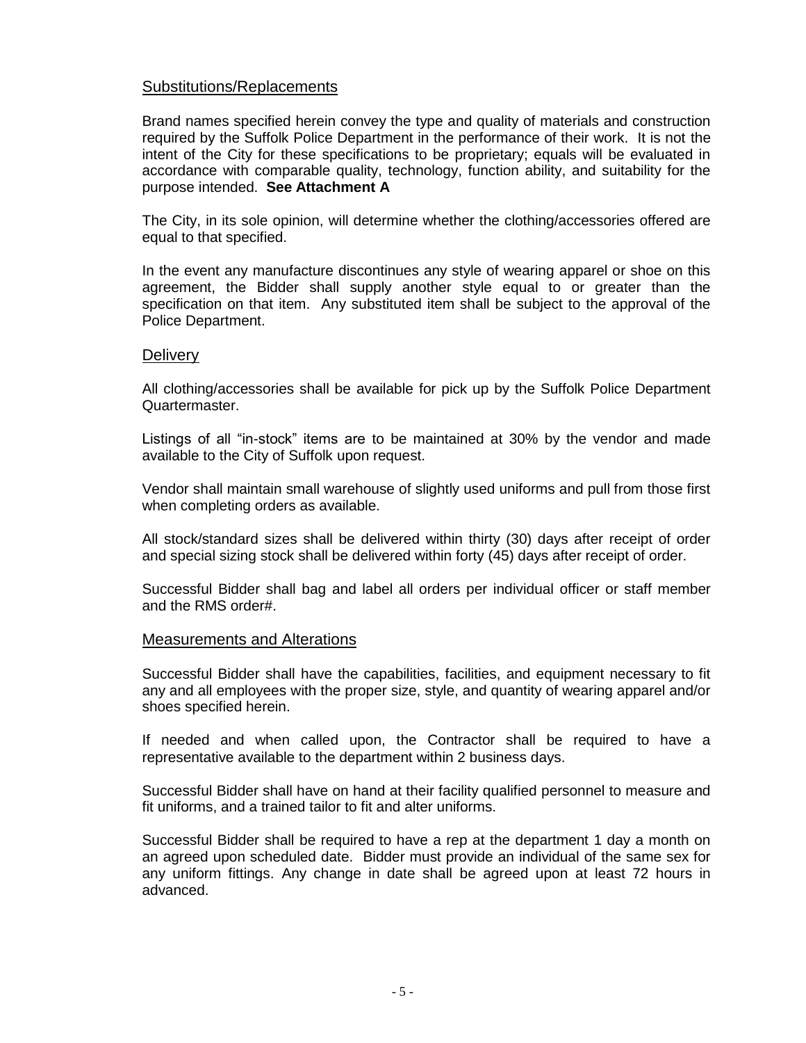## Substitutions/Replacements

Brand names specified herein convey the type and quality of materials and construction required by the Suffolk Police Department in the performance of their work. It is not the intent of the City for these specifications to be proprietary; equals will be evaluated in accordance with comparable quality, technology, function ability, and suitability for the purpose intended. **See Attachment A**

The City, in its sole opinion, will determine whether the clothing/accessories offered are equal to that specified.

In the event any manufacture discontinues any style of wearing apparel or shoe on this agreement, the Bidder shall supply another style equal to or greater than the specification on that item. Any substituted item shall be subject to the approval of the Police Department.

## Delivery

All clothing/accessories shall be available for pick up by the Suffolk Police Department Quartermaster.

Listings of all "in-stock" items are to be maintained at 30% by the vendor and made available to the City of Suffolk upon request.

Vendor shall maintain small warehouse of slightly used uniforms and pull from those first when completing orders as available.

All stock/standard sizes shall be delivered within thirty (30) days after receipt of order and special sizing stock shall be delivered within forty (45) days after receipt of order.

Successful Bidder shall bag and label all orders per individual officer or staff member and the RMS order#.

## Measurements and Alterations

Successful Bidder shall have the capabilities, facilities, and equipment necessary to fit any and all employees with the proper size, style, and quantity of wearing apparel and/or shoes specified herein.

If needed and when called upon, the Contractor shall be required to have a representative available to the department within 2 business days.

Successful Bidder shall have on hand at their facility qualified personnel to measure and fit uniforms, and a trained tailor to fit and alter uniforms.

Successful Bidder shall be required to have a rep at the department 1 day a month on an agreed upon scheduled date. Bidder must provide an individual of the same sex for any uniform fittings. Any change in date shall be agreed upon at least 72 hours in advanced.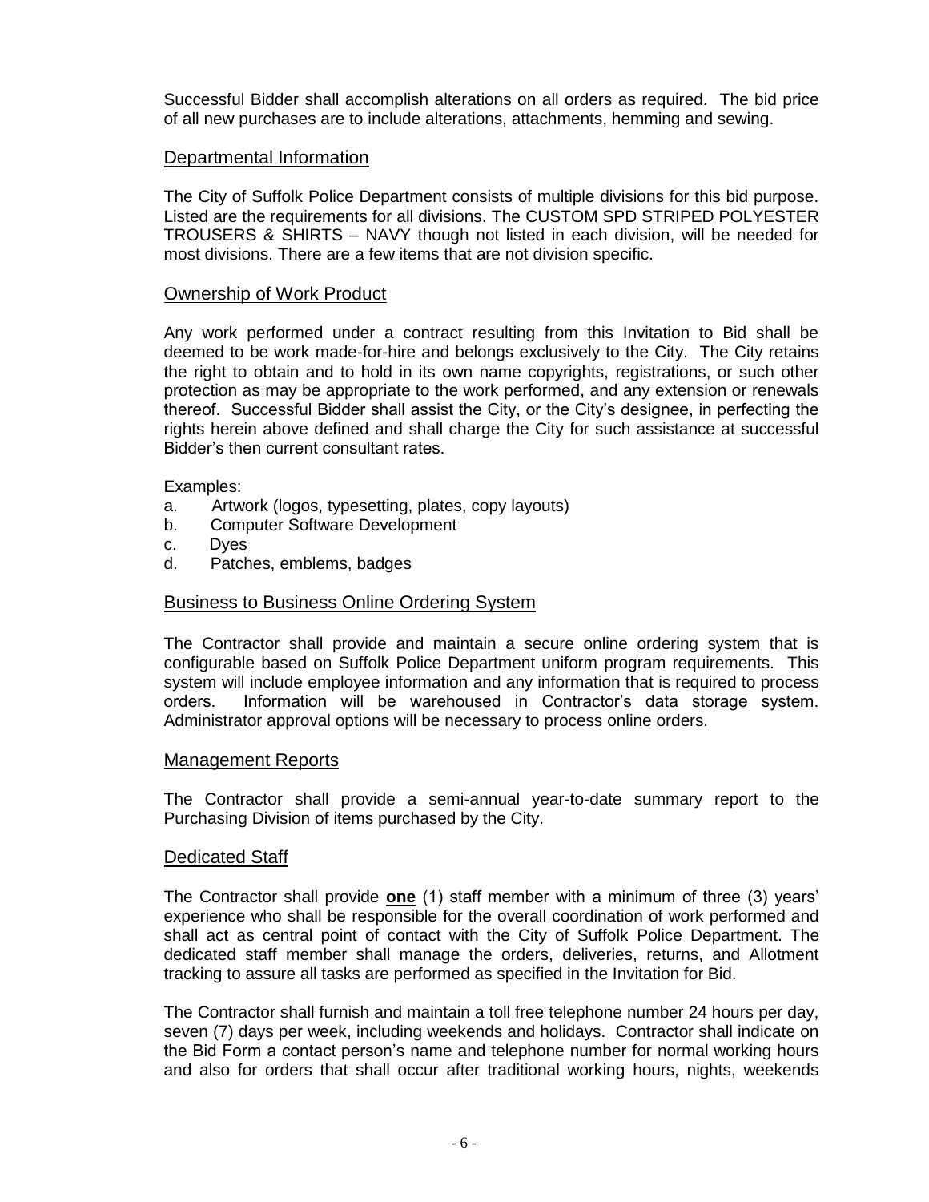Successful Bidder shall accomplish alterations on all orders as required. The bid price of all new purchases are to include alterations, attachments, hemming and sewing.

## Departmental Information

The City of Suffolk Police Department consists of multiple divisions for this bid purpose. Listed are the requirements for all divisions. The CUSTOM SPD STRIPED POLYESTER TROUSERS & SHIRTS – NAVY though not listed in each division, will be needed for most divisions. There are a few items that are not division specific.

## Ownership of Work Product

Any work performed under a contract resulting from this Invitation to Bid shall be deemed to be work made-for-hire and belongs exclusively to the City. The City retains the right to obtain and to hold in its own name copyrights, registrations, or such other protection as may be appropriate to the work performed, and any extension or renewals thereof. Successful Bidder shall assist the City, or the City's designee, in perfecting the rights herein above defined and shall charge the City for such assistance at successful Bidder's then current consultant rates.

Examples:

a. Artwork (logos, typesetting, plates, copy layouts)
b. Computer Software Development
c. Dyes
d. Patches, emblems, badges

## Business to Business Online Ordering System

The Contractor shall provide and maintain a secure online ordering system that is configurable based on Suffolk Police Department uniform program requirements. This system will include employee information and any information that is required to process orders. Information will be warehoused in Contractor's data storage system. Administrator approval options will be necessary to process online orders.

## Management Reports

The Contractor shall provide a semi-annual year-to-date summary report to the Purchasing Division of items purchased by the City.

## Dedicated Staff

The Contractor shall provide **one** (1) staff member with a minimum of three (3) years' experience who shall be responsible for the overall coordination of work performed and shall act as central point of contact with the City of Suffolk Police Department. The dedicated staff member shall manage the orders, deliveries, returns, and Allotment tracking to assure all tasks are performed as specified in the Invitation for Bid.

The Contractor shall furnish and maintain a toll free telephone number 24 hours per day, seven (7) days per week, including weekends and holidays. Contractor shall indicate on the Bid Form a contact person's name and telephone number for normal working hours and also for orders that shall occur after traditional working hours, nights, weekends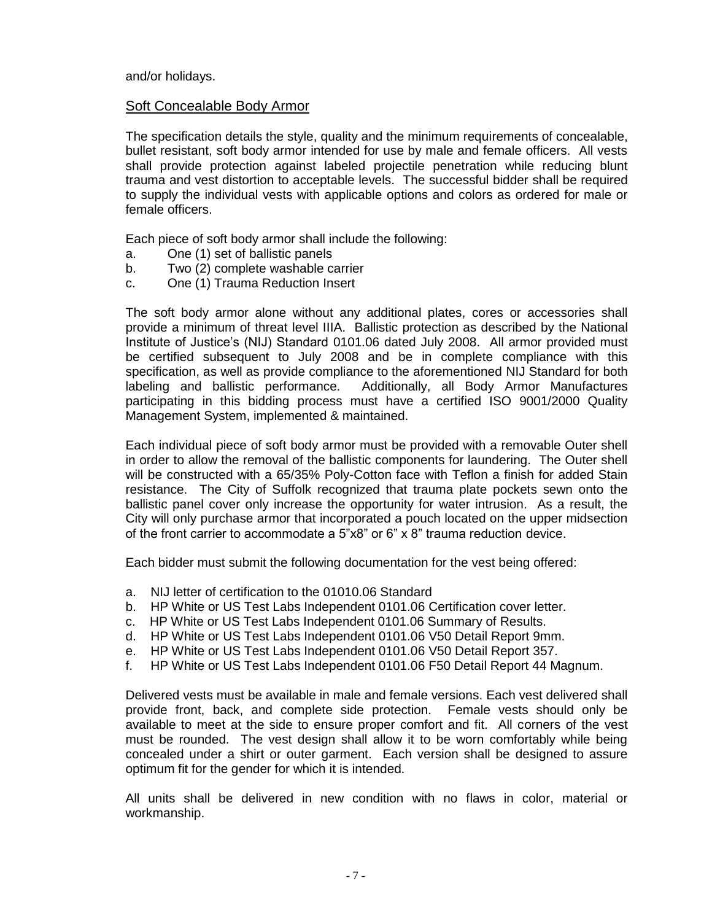and/or holidays.

## Soft Concealable Body Armor

The specification details the style, quality and the minimum requirements of concealable, bullet resistant, soft body armor intended for use by male and female officers. All vests shall provide protection against labeled projectile penetration while reducing blunt trauma and vest distortion to acceptable levels. The successful bidder shall be required to supply the individual vests with applicable options and colors as ordered for male or female officers.

Each piece of soft body armor shall include the following:

a. One (1) set of ballistic panels
b. Two (2) complete washable carrier
c. One (1) Trauma Reduction Insert

The soft body armor alone without any additional plates, cores or accessories shall provide a minimum of threat level IIIA. Ballistic protection as described by the National Institute of Justice's (NIJ) Standard 0101.06 dated July 2008. All armor provided must be certified subsequent to July 2008 and be in complete compliance with this specification, as well as provide compliance to the aforementioned NIJ Standard for both labeling and ballistic performance. Additionally, all Body Armor Manufactures participating in this bidding process must have a certified ISO 9001/2000 Quality Management System, implemented & maintained.

Each individual piece of soft body armor must be provided with a removable Outer shell in order to allow the removal of the ballistic components for laundering. The Outer shell will be constructed with a 65/35% Poly-Cotton face with Teflon a finish for added Stain resistance. The City of Suffolk recognized that trauma plate pockets sewn onto the ballistic panel cover only increase the opportunity for water intrusion. As a result, the City will only purchase armor that incorporated a pouch located on the upper midsection of the front carrier to accommodate a 5"x8" or 6" x 8" trauma reduction device.

Each bidder must submit the following documentation for the vest being offered:

a. NIJ letter of certification to the 01010.06 Standard
b. HP White or US Test Labs Independent 0101.06 Certification cover letter.
c. HP White or US Test Labs Independent 0101.06 Summary of Results.
d. HP White or US Test Labs Independent 0101.06 V50 Detail Report 9mm.
e. HP White or US Test Labs Independent 0101.06 V50 Detail Report 357.
f. HP White or US Test Labs Independent 0101.06 F50 Detail Report 44 Magnum.

Delivered vests must be available in male and female versions. Each vest delivered shall provide front, back, and complete side protection. Female vests should only be available to meet at the side to ensure proper comfort and fit. All corners of the vest must be rounded. The vest design shall allow it to be worn comfortably while being concealed under a shirt or outer garment. Each version shall be designed to assure optimum fit for the gender for which it is intended.

All units shall be delivered in new condition with no flaws in color, material or workmanship.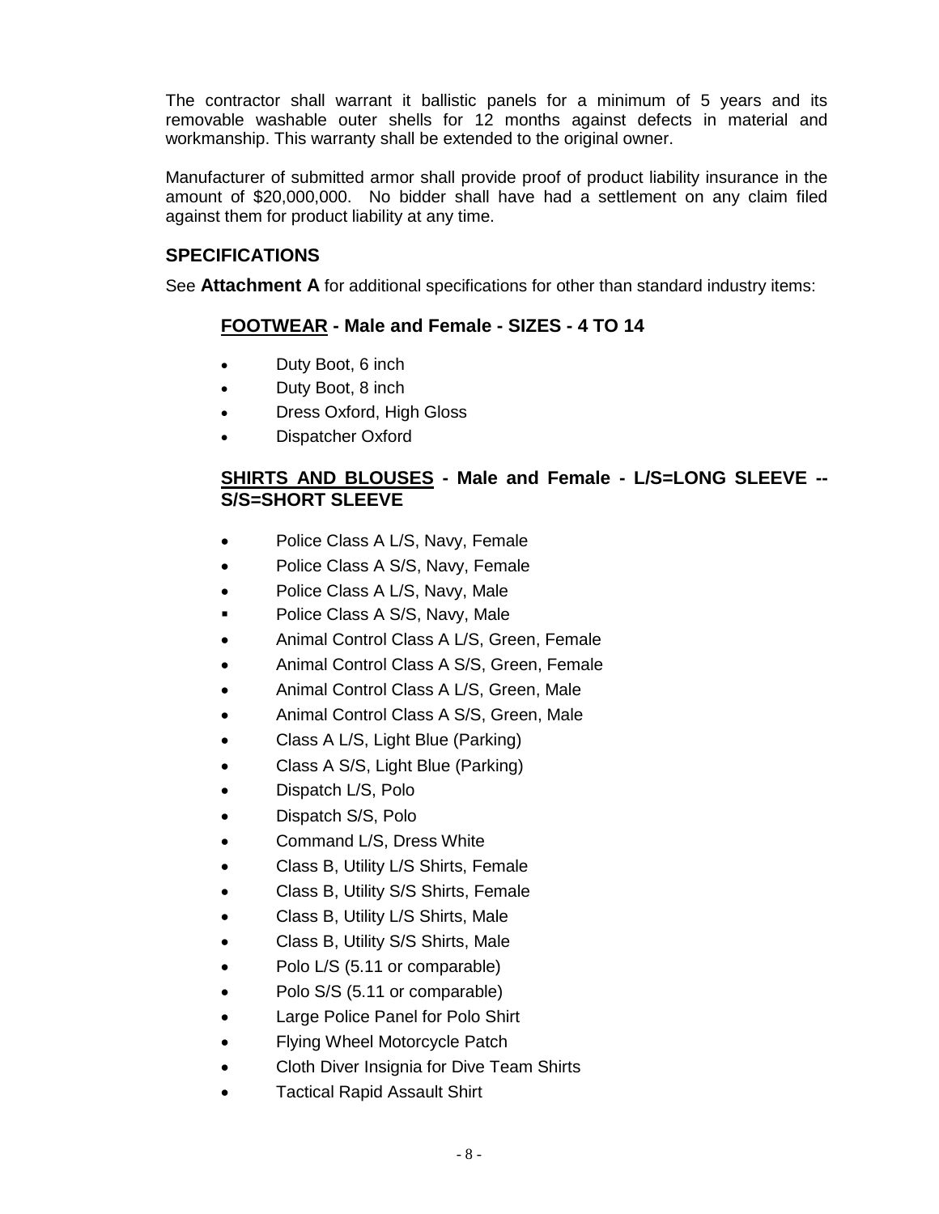The contractor shall warrant it ballistic panels for a minimum of 5 years and its removable washable outer shells for 12 months against defects in material and workmanship. This warranty shall be extended to the original owner.

Manufacturer of submitted armor shall provide proof of product liability insurance in the amount of $20,000,000. No bidder shall have had a settlement on any claim filed against them for product liability at any time.

## SPECIFICATIONS

See **Attachment A** for additional specifications for other than standard industry items:

### FOOTWEAR - Male and Female - SIZES - 4 TO 14

- Duty Boot, 6 inch
- Duty Boot, 8 inch
- Dress Oxford, High Gloss
- Dispatcher Oxford

### SHIRTS AND BLOUSES - Male and Female - L/S=LONG SLEEVE -- S/S=SHORT SLEEVE

- Police Class A L/S, Navy, Female
- Police Class A S/S, Navy, Female
- Police Class A L/S, Navy, Male
- Police Class A S/S, Navy, Male
- Animal Control Class A L/S, Green, Female
- Animal Control Class A S/S, Green, Female
- Animal Control Class A L/S, Green, Male
- Animal Control Class A S/S, Green, Male
- Class A L/S, Light Blue (Parking)
- Class A S/S, Light Blue (Parking)
- Dispatch L/S, Polo
- Dispatch S/S, Polo
- Command L/S, Dress White
- Class B, Utility L/S Shirts, Female
- Class B, Utility S/S Shirts, Female
- Class B, Utility L/S Shirts, Male
- Class B, Utility S/S Shirts, Male
- Polo L/S (5.11 or comparable)
- Polo S/S (5.11 or comparable)
- Large Police Panel for Polo Shirt
- Flying Wheel Motorcycle Patch
- Cloth Diver Insignia for Dive Team Shirts
- Tactical Rapid Assault Shirt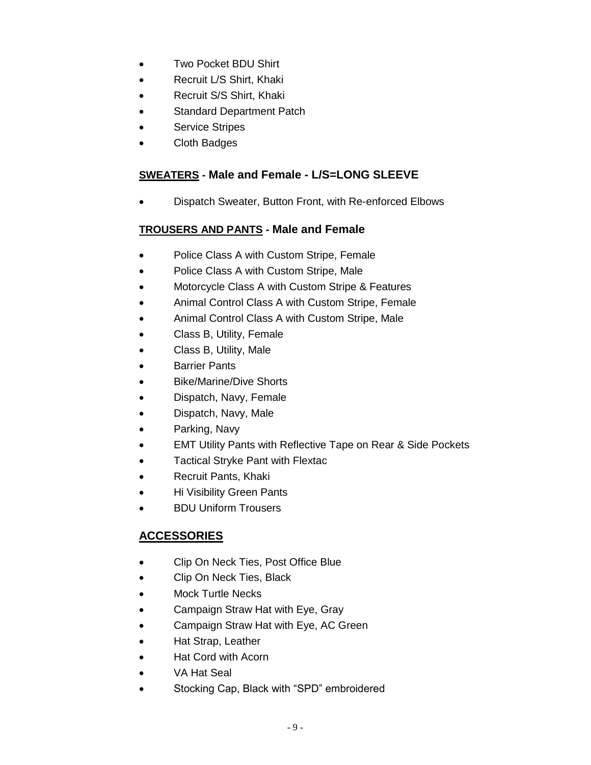- Two Pocket BDU Shirt
- Recruit L/S Shirt, Khaki
- Recruit S/S Shirt, Khaki
- Standard Department Patch
- Service Stripes
- Cloth Badges

**SWEATERS - Male and Female - L/S=LONG SLEEVE**

- Dispatch Sweater, Button Front, with Re-enforced Elbows

**TROUSERS AND PANTS - Male and Female**

- Police Class A with Custom Stripe, Female
- Police Class A with Custom Stripe, Male
- Motorcycle Class A with Custom Stripe & Features
- Animal Control Class A with Custom Stripe, Female
- Animal Control Class A with Custom Stripe, Male
- Class B, Utility, Female
- Class B, Utility, Male
- Barrier Pants
- Bike/Marine/Dive Shorts
- Dispatch, Navy, Female
- Dispatch, Navy, Male
- Parking, Navy
- EMT Utility Pants with Reflective Tape on Rear & Side Pockets
- Tactical Stryke Pant with Flextac
- Recruit Pants, Khaki
- Hi Visibility Green Pants
- BDU Uniform Trousers

## ACCESSORIES

- Clip On Neck Ties, Post Office Blue
- Clip On Neck Ties, Black
- Mock Turtle Necks
- Campaign Straw Hat with Eye, Gray
- Campaign Straw Hat with Eye, AC Green
- Hat Strap, Leather
- Hat Cord with Acorn
- VA Hat Seal
- Stocking Cap, Black with “SPD” embroidered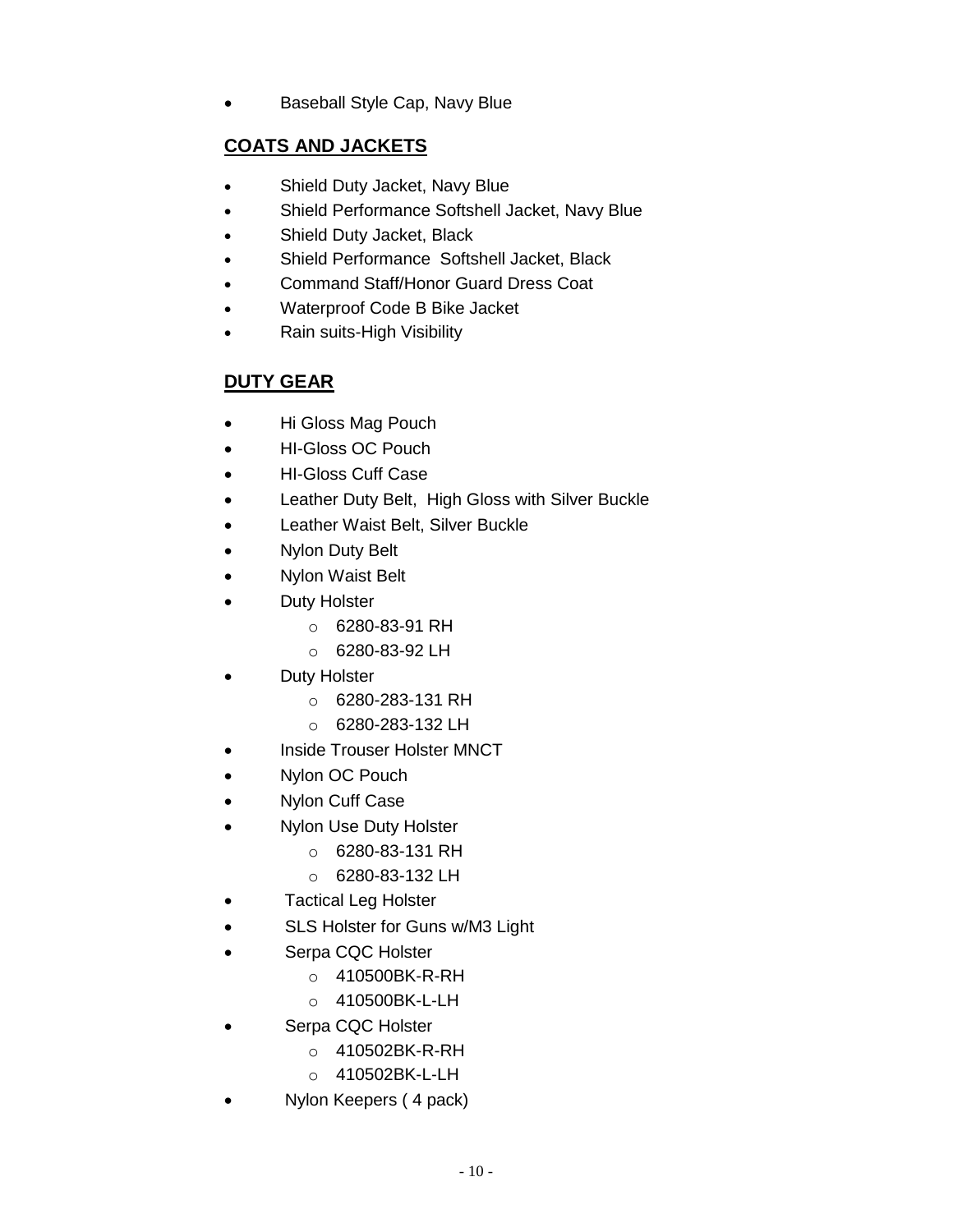- Baseball Style Cap, Navy Blue

## COATS AND JACKETS

- Shield Duty Jacket, Navy Blue
- Shield Performance Softshell Jacket, Navy Blue
- Shield Duty Jacket, Black
- Shield Performance  Softshell Jacket, Black
- Command Staff/Honor Guard Dress Coat
- Waterproof Code B Bike Jacket
- Rain suits-High Visibility

## DUTY GEAR

- Hi Gloss Mag Pouch
- HI-Gloss OC Pouch
- HI-Gloss Cuff Case
- Leather Duty Belt,  High Gloss with Silver Buckle
- Leather Waist Belt, Silver Buckle
- Nylon Duty Belt
- Nylon Waist Belt
- Duty Holster
  - 6280-83-91 RH
  - 6280-83-92 LH
- Duty Holster
  - 6280-283-131 RH
  - 6280-283-132 LH
- Inside Trouser Holster MNCT
- Nylon OC Pouch
- Nylon Cuff Case
- Nylon Use Duty Holster
  - 6280-83-131 RH
  - 6280-83-132 LH
- Tactical Leg Holster
- SLS Holster for Guns w/M3 Light
- Serpa CQC Holster
  - 410500BK-R-RH
  - 410500BK-L-LH
- Serpa CQC Holster
  - 410502BK-R-RH
  - 410502BK-L-LH
- Nylon Keepers ( 4 pack)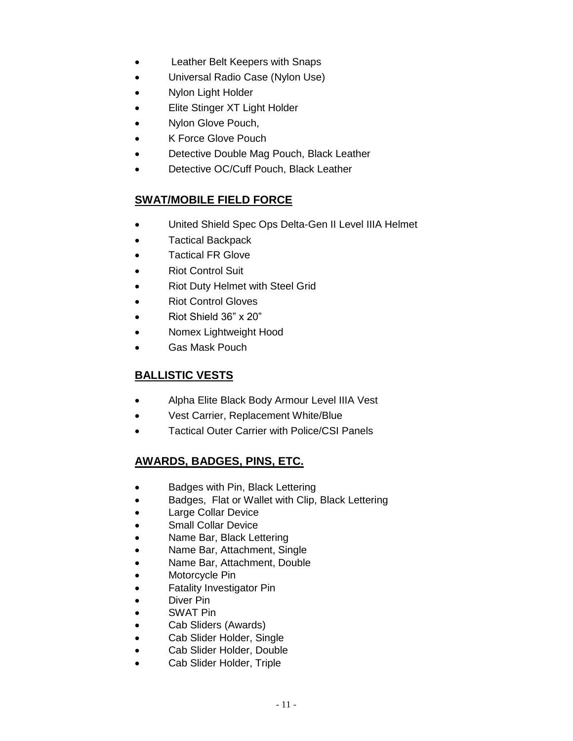- Leather Belt Keepers with Snaps
- Universal Radio Case (Nylon Use)
- Nylon Light Holder
- Elite Stinger XT Light Holder
- Nylon Glove Pouch,
- K Force Glove Pouch
- Detective Double Mag Pouch, Black Leather
- Detective OC/Cuff Pouch, Black Leather

## SWAT/MOBILE FIELD FORCE

- United Shield Spec Ops Delta-Gen II Level IIIA Helmet
- Tactical Backpack
- Tactical FR Glove
- Riot Control Suit
- Riot Duty Helmet with Steel Grid
- Riot Control Gloves
- Riot Shield 36" x 20"
- Nomex Lightweight Hood
- Gas Mask Pouch

## BALLISTIC VESTS

- Alpha Elite Black Body Armour Level IIIA Vest
- Vest Carrier, Replacement White/Blue
- Tactical Outer Carrier with Police/CSI Panels

## AWARDS, BADGES, PINS, ETC.

- Badges with Pin, Black Lettering
- Badges, Flat or Wallet with Clip, Black Lettering
- Large Collar Device
- Small Collar Device
- Name Bar, Black Lettering
- Name Bar, Attachment, Single
- Name Bar, Attachment, Double
- Motorcycle Pin
- Fatality Investigator Pin
- Diver Pin
- SWAT Pin
- Cab Sliders (Awards)
- Cab Slider Holder, Single
- Cab Slider Holder, Double
- Cab Slider Holder, Triple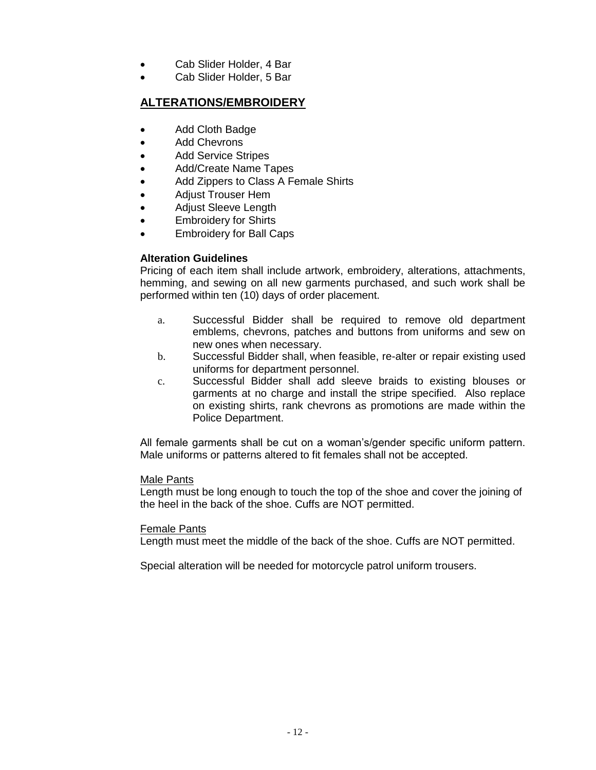- Cab Slider Holder, 4 Bar
- Cab Slider Holder, 5 Bar

## ALTERATIONS/EMBROIDERY

- Add Cloth Badge
- Add Chevrons
- Add Service Stripes
- Add/Create Name Tapes
- Add Zippers to Class A Female Shirts
- Adjust Trouser Hem
- Adjust Sleeve Length
- Embroidery for Shirts
- Embroidery for Ball Caps

**Alteration Guidelines**

Pricing of each item shall include artwork, embroidery, alterations, attachments, hemming, and sewing on all new garments purchased, and such work shall be performed within ten (10) days of order placement.

a. Successful Bidder shall be required to remove old department emblems, chevrons, patches and buttons from uniforms and sew on new ones when necessary.

b. Successful Bidder shall, when feasible, re-alter or repair existing used uniforms for department personnel.

c. Successful Bidder shall add sleeve braids to existing blouses or garments at no charge and install the stripe specified. Also replace on existing shirts, rank chevrons as promotions are made within the Police Department.

All female garments shall be cut on a woman's/gender specific uniform pattern. Male uniforms or patterns altered to fit females shall not be accepted.

Male Pants

Length must be long enough to touch the top of the shoe and cover the joining of the heel in the back of the shoe. Cuffs are NOT permitted.

Female Pants

Length must meet the middle of the back of the shoe. Cuffs are NOT permitted.

Special alteration will be needed for motorcycle patrol uniform trousers.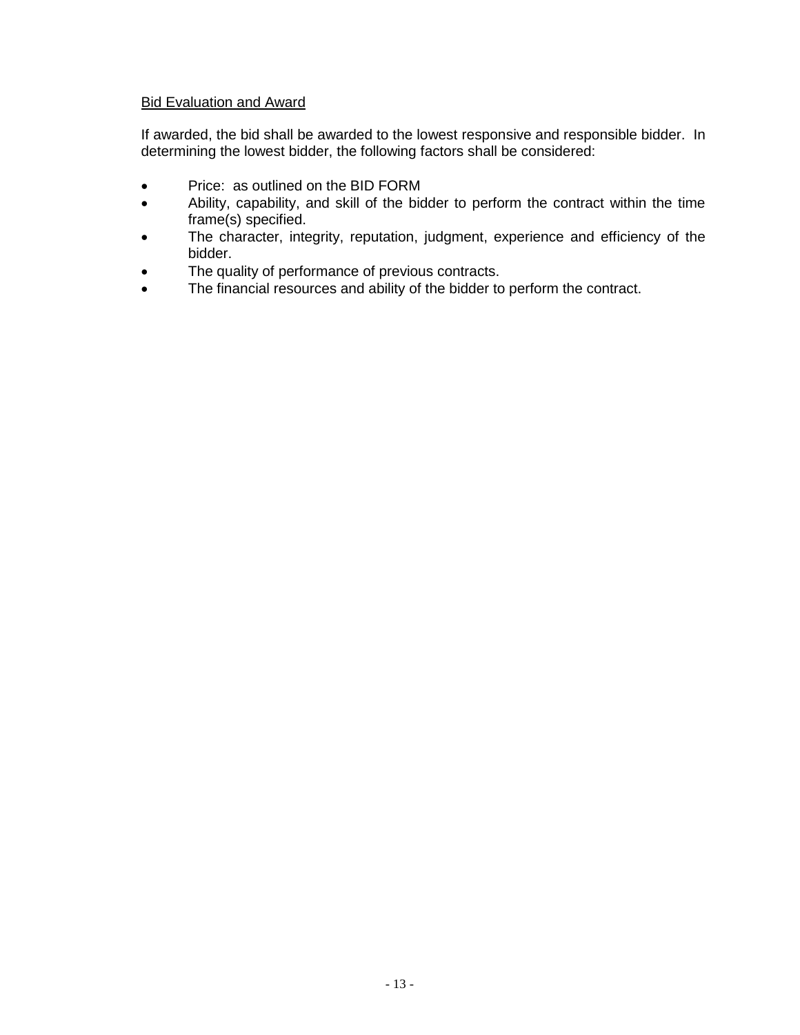Bid Evaluation and Award

If awarded, the bid shall be awarded to the lowest responsive and responsible bidder. In determining the lowest bidder, the following factors shall be considered:

- Price: as outlined on the BID FORM
- Ability, capability, and skill of the bidder to perform the contract within the time frame(s) specified.
- The character, integrity, reputation, judgment, experience and efficiency of the bidder.
- The quality of performance of previous contracts.
- The financial resources and ability of the bidder to perform the contract.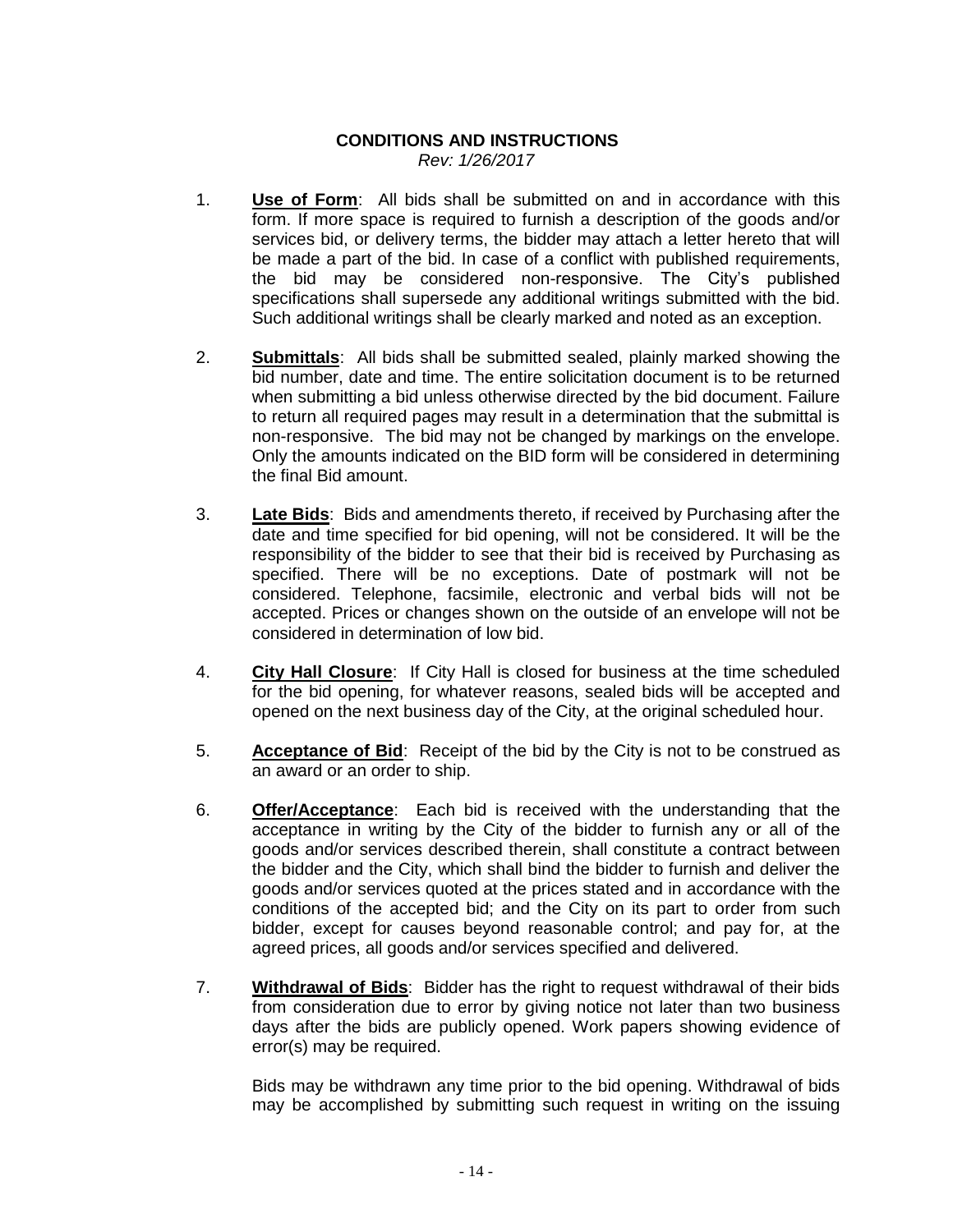## CONDITIONS AND INSTRUCTIONS

*Rev: 1/26/2017*

1. **Use of Form**: All bids shall be submitted on and in accordance with this form. If more space is required to furnish a description of the goods and/or services bid, or delivery terms, the bidder may attach a letter hereto that will be made a part of the bid. In case of a conflict with published requirements, the bid may be considered non-responsive. The City's published specifications shall supersede any additional writings submitted with the bid. Such additional writings shall be clearly marked and noted as an exception.

2. **Submittals**: All bids shall be submitted sealed, plainly marked showing the bid number, date and time. The entire solicitation document is to be returned when submitting a bid unless otherwise directed by the bid document. Failure to return all required pages may result in a determination that the submittal is non-responsive. The bid may not be changed by markings on the envelope. Only the amounts indicated on the BID form will be considered in determining the final Bid amount.

3. **Late Bids**: Bids and amendments thereto, if received by Purchasing after the date and time specified for bid opening, will not be considered. It will be the responsibility of the bidder to see that their bid is received by Purchasing as specified. There will be no exceptions. Date of postmark will not be considered. Telephone, facsimile, electronic and verbal bids will not be accepted. Prices or changes shown on the outside of an envelope will not be considered in determination of low bid.

4. **City Hall Closure**: If City Hall is closed for business at the time scheduled for the bid opening, for whatever reasons, sealed bids will be accepted and opened on the next business day of the City, at the original scheduled hour.

5. **Acceptance of Bid**: Receipt of the bid by the City is not to be construed as an award or an order to ship.

6. **Offer/Acceptance**: Each bid is received with the understanding that the acceptance in writing by the City of the bidder to furnish any or all of the goods and/or services described therein, shall constitute a contract between the bidder and the City, which shall bind the bidder to furnish and deliver the goods and/or services quoted at the prices stated and in accordance with the conditions of the accepted bid; and the City on its part to order from such bidder, except for causes beyond reasonable control; and pay for, at the agreed prices, all goods and/or services specified and delivered.

7. **Withdrawal of Bids**: Bidder has the right to request withdrawal of their bids from consideration due to error by giving notice not later than two business days after the bids are publicly opened. Work papers showing evidence of error(s) may be required.

   Bids may be withdrawn any time prior to the bid opening. Withdrawal of bids may be accomplished by submitting such request in writing on the issuing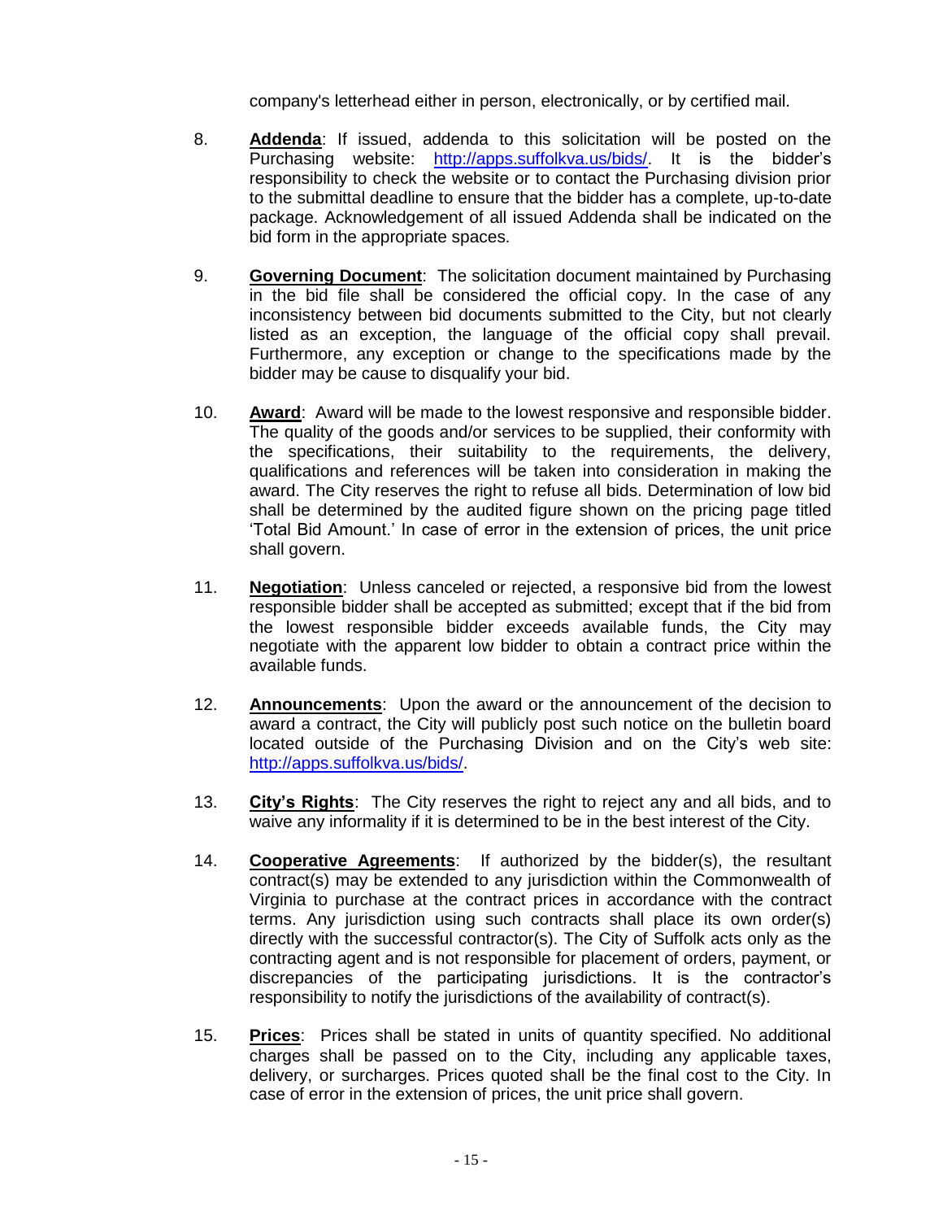company's letterhead either in person, electronically, or by certified mail.

8. **Addenda**: If issued, addenda to this solicitation will be posted on the Purchasing website: http://apps.suffolkva.us/bids/. It is the bidder's responsibility to check the website or to contact the Purchasing division prior to the submittal deadline to ensure that the bidder has a complete, up-to-date package. Acknowledgement of all issued Addenda shall be indicated on the bid form in the appropriate spaces.

9. **Governing Document**: The solicitation document maintained by Purchasing in the bid file shall be considered the official copy. In the case of any inconsistency between bid documents submitted to the City, but not clearly listed as an exception, the language of the official copy shall prevail. Furthermore, any exception or change to the specifications made by the bidder may be cause to disqualify your bid.

10. **Award**: Award will be made to the lowest responsive and responsible bidder. The quality of the goods and/or services to be supplied, their conformity with the specifications, their suitability to the requirements, the delivery, qualifications and references will be taken into consideration in making the award. The City reserves the right to refuse all bids. Determination of low bid shall be determined by the audited figure shown on the pricing page titled 'Total Bid Amount.' In case of error in the extension of prices, the unit price shall govern.

11. **Negotiation**: Unless canceled or rejected, a responsive bid from the lowest responsible bidder shall be accepted as submitted; except that if the bid from the lowest responsible bidder exceeds available funds, the City may negotiate with the apparent low bidder to obtain a contract price within the available funds.

12. **Announcements**: Upon the award or the announcement of the decision to award a contract, the City will publicly post such notice on the bulletin board located outside of the Purchasing Division and on the City's web site: http://apps.suffolkva.us/bids/.

13. **City's Rights**: The City reserves the right to reject any and all bids, and to waive any informality if it is determined to be in the best interest of the City.

14. **Cooperative Agreements**: If authorized by the bidder(s), the resultant contract(s) may be extended to any jurisdiction within the Commonwealth of Virginia to purchase at the contract prices in accordance with the contract terms. Any jurisdiction using such contracts shall place its own order(s) directly with the successful contractor(s). The City of Suffolk acts only as the contracting agent and is not responsible for placement of orders, payment, or discrepancies of the participating jurisdictions. It is the contractor's responsibility to notify the jurisdictions of the availability of contract(s).

15. **Prices**: Prices shall be stated in units of quantity specified. No additional charges shall be passed on to the City, including any applicable taxes, delivery, or surcharges. Prices quoted shall be the final cost to the City. In case of error in the extension of prices, the unit price shall govern.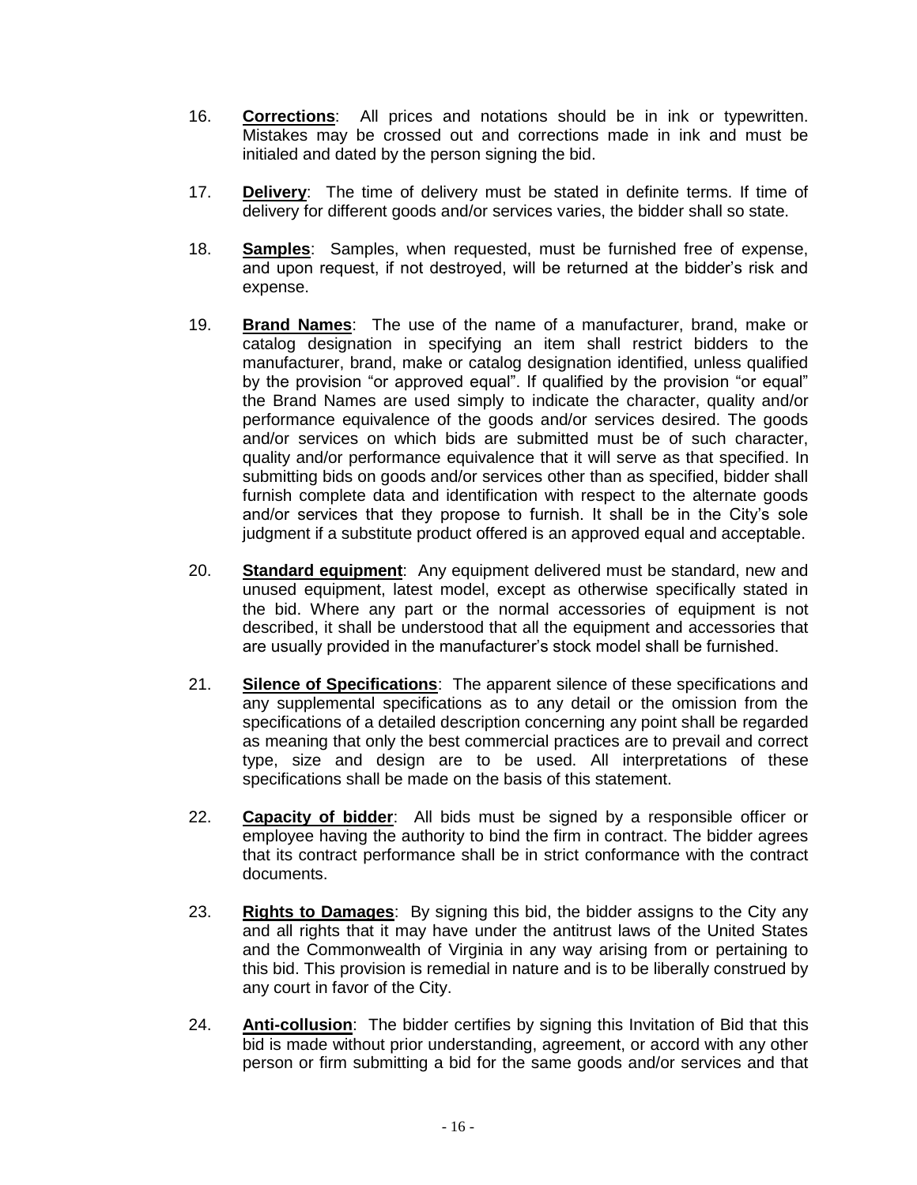16. **Corrections**: All prices and notations should be in ink or typewritten. Mistakes may be crossed out and corrections made in ink and must be initialed and dated by the person signing the bid.

17. **Delivery**: The time of delivery must be stated in definite terms. If time of delivery for different goods and/or services varies, the bidder shall so state.

18. **Samples**: Samples, when requested, must be furnished free of expense, and upon request, if not destroyed, will be returned at the bidder's risk and expense.

19. **Brand Names**: The use of the name of a manufacturer, brand, make or catalog designation in specifying an item shall restrict bidders to the manufacturer, brand, make or catalog designation identified, unless qualified by the provision "or approved equal". If qualified by the provision "or equal" the Brand Names are used simply to indicate the character, quality and/or performance equivalence of the goods and/or services desired. The goods and/or services on which bids are submitted must be of such character, quality and/or performance equivalence that it will serve as that specified. In submitting bids on goods and/or services other than as specified, bidder shall furnish complete data and identification with respect to the alternate goods and/or services that they propose to furnish. It shall be in the City's sole judgment if a substitute product offered is an approved equal and acceptable.

20. **Standard equipment**: Any equipment delivered must be standard, new and unused equipment, latest model, except as otherwise specifically stated in the bid. Where any part or the normal accessories of equipment is not described, it shall be understood that all the equipment and accessories that are usually provided in the manufacturer's stock model shall be furnished.

21. **Silence of Specifications**: The apparent silence of these specifications and any supplemental specifications as to any detail or the omission from the specifications of a detailed description concerning any point shall be regarded as meaning that only the best commercial practices are to prevail and correct type, size and design are to be used. All interpretations of these specifications shall be made on the basis of this statement.

22. **Capacity of bidder**: All bids must be signed by a responsible officer or employee having the authority to bind the firm in contract. The bidder agrees that its contract performance shall be in strict conformance with the contract documents.

23. **Rights to Damages**: By signing this bid, the bidder assigns to the City any and all rights that it may have under the antitrust laws of the United States and the Commonwealth of Virginia in any way arising from or pertaining to this bid. This provision is remedial in nature and is to be liberally construed by any court in favor of the City.

24. **Anti-collusion**: The bidder certifies by signing this Invitation of Bid that this bid is made without prior understanding, agreement, or accord with any other person or firm submitting a bid for the same goods and/or services and that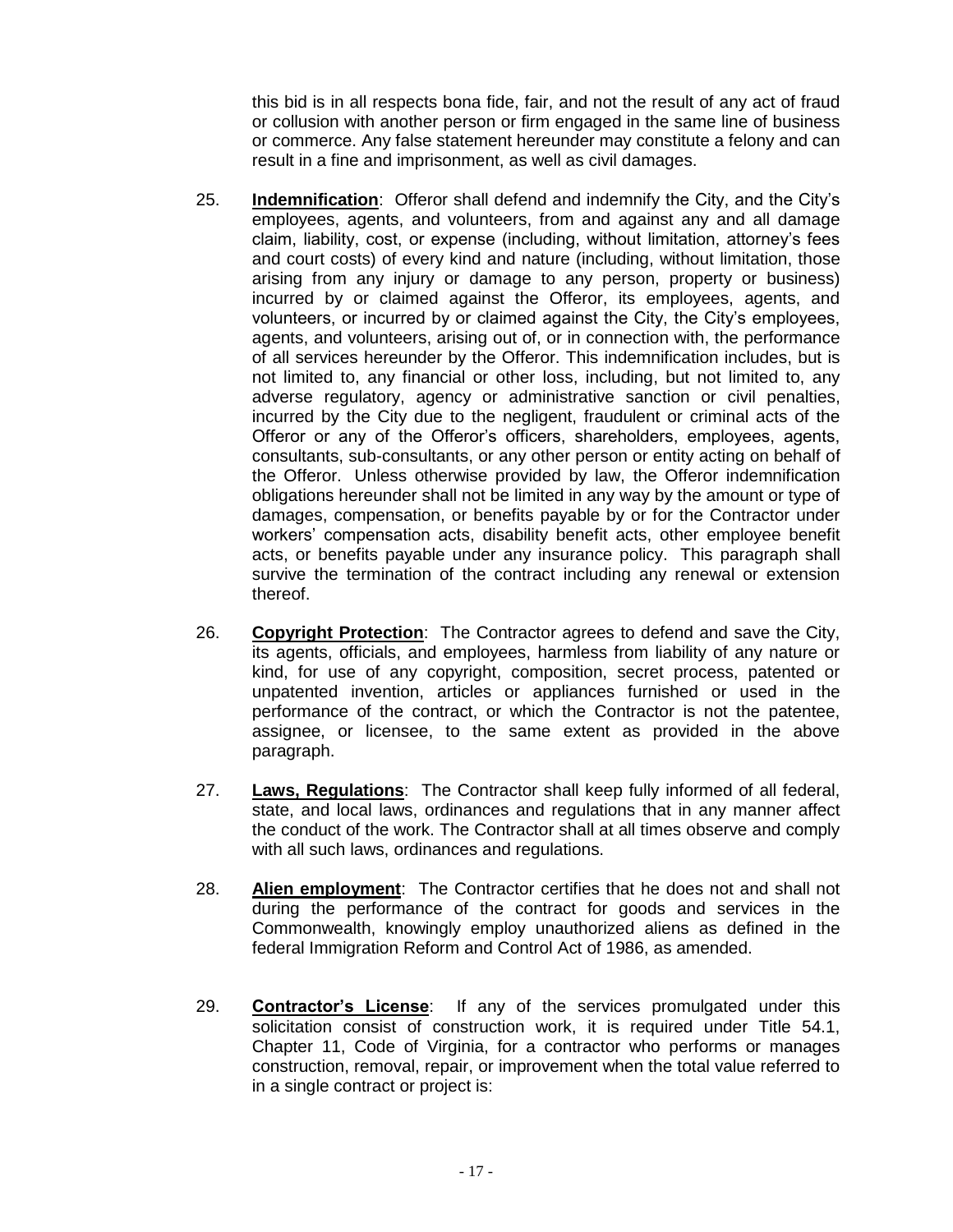this bid is in all respects bona fide, fair, and not the result of any act of fraud or collusion with another person or firm engaged in the same line of business or commerce. Any false statement hereunder may constitute a felony and can result in a fine and imprisonment, as well as civil damages.

25. **Indemnification**: Offeror shall defend and indemnify the City, and the City's employees, agents, and volunteers, from and against any and all damage claim, liability, cost, or expense (including, without limitation, attorney's fees and court costs) of every kind and nature (including, without limitation, those arising from any injury or damage to any person, property or business) incurred by or claimed against the Offeror, its employees, agents, and volunteers, or incurred by or claimed against the City, the City's employees, agents, and volunteers, arising out of, or in connection with, the performance of all services hereunder by the Offeror. This indemnification includes, but is not limited to, any financial or other loss, including, but not limited to, any adverse regulatory, agency or administrative sanction or civil penalties, incurred by the City due to the negligent, fraudulent or criminal acts of the Offeror or any of the Offeror's officers, shareholders, employees, agents, consultants, sub-consultants, or any other person or entity acting on behalf of the Offeror. Unless otherwise provided by law, the Offeror indemnification obligations hereunder shall not be limited in any way by the amount or type of damages, compensation, or benefits payable by or for the Contractor under workers' compensation acts, disability benefit acts, other employee benefit acts, or benefits payable under any insurance policy. This paragraph shall survive the termination of the contract including any renewal or extension thereof.

26. **Copyright Protection**: The Contractor agrees to defend and save the City, its agents, officials, and employees, harmless from liability of any nature or kind, for use of any copyright, composition, secret process, patented or unpatented invention, articles or appliances furnished or used in the performance of the contract, or which the Contractor is not the patentee, assignee, or licensee, to the same extent as provided in the above paragraph.

27. **Laws, Regulations**: The Contractor shall keep fully informed of all federal, state, and local laws, ordinances and regulations that in any manner affect the conduct of the work. The Contractor shall at all times observe and comply with all such laws, ordinances and regulations.

28. **Alien employment**: The Contractor certifies that he does not and shall not during the performance of the contract for goods and services in the Commonwealth, knowingly employ unauthorized aliens as defined in the federal Immigration Reform and Control Act of 1986, as amended.

29. **Contractor's License**: If any of the services promulgated under this solicitation consist of construction work, it is required under Title 54.1, Chapter 11, Code of Virginia, for a contractor who performs or manages construction, removal, repair, or improvement when the total value referred to in a single contract or project is: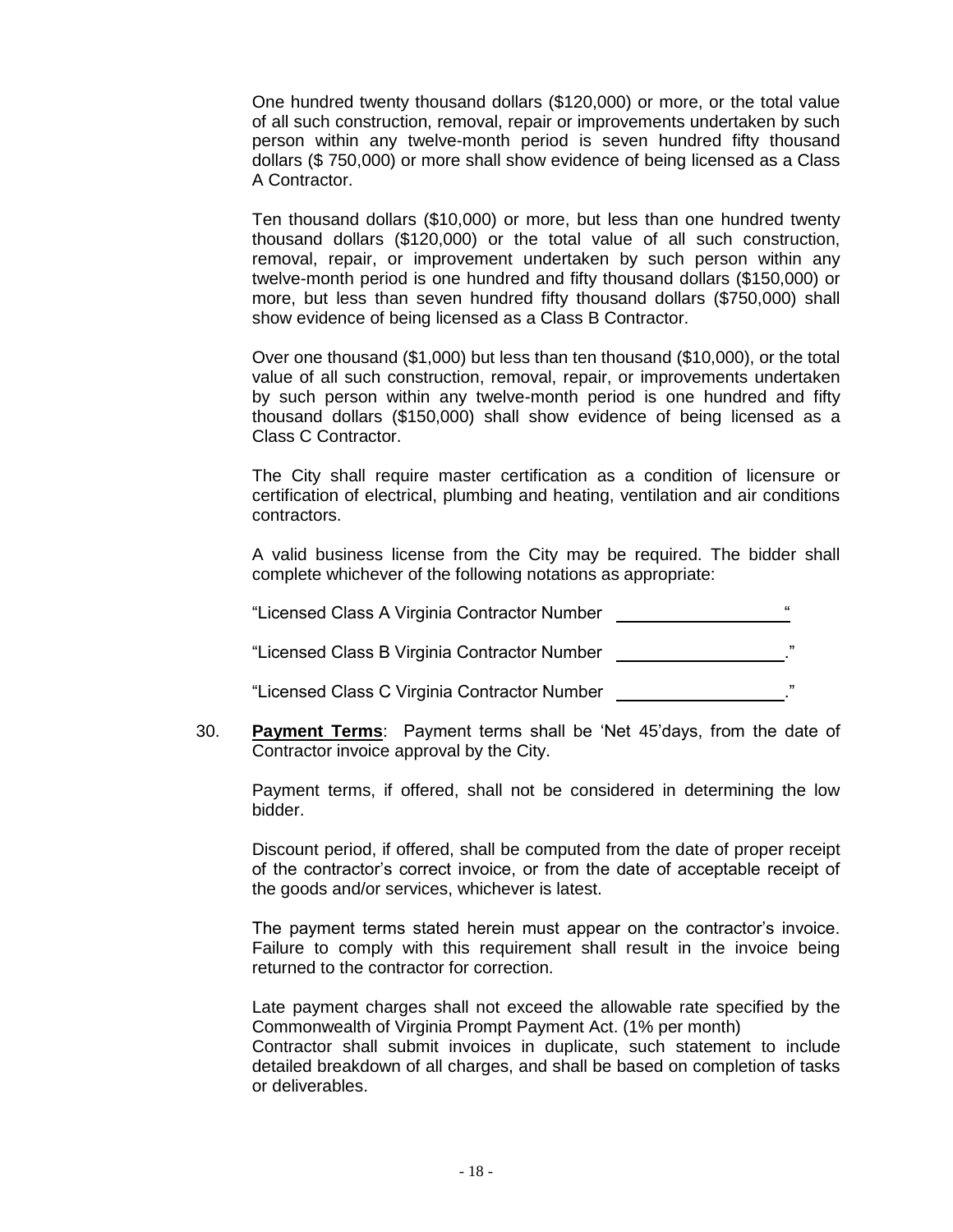One hundred twenty thousand dollars ($120,000) or more, or the total value of all such construction, removal, repair or improvements undertaken by such person within any twelve-month period is seven hundred fifty thousand dollars ($ 750,000) or more shall show evidence of being licensed as a Class A Contractor.

Ten thousand dollars ($10,000) or more, but less than one hundred twenty thousand dollars ($120,000) or the total value of all such construction, removal, repair, or improvement undertaken by such person within any twelve-month period is one hundred and fifty thousand dollars ($150,000) or more, but less than seven hundred fifty thousand dollars ($750,000) shall show evidence of being licensed as a Class B Contractor.

Over one thousand ($1,000) but less than ten thousand ($10,000), or the total value of all such construction, removal, repair, or improvements undertaken by such person within any twelve-month period is one hundred and fifty thousand dollars ($150,000) shall show evidence of being licensed as a Class C Contractor.

The City shall require master certification as a condition of licensure or certification of electrical, plumbing and heating, ventilation and air conditions contractors.

A valid business license from the City may be required. The bidder shall complete whichever of the following notations as appropriate:

"Licensed Class A Virginia Contractor Number ____________________"

"Licensed Class B Virginia Contractor Number ____________________."

"Licensed Class C Virginia Contractor Number ____________________."

30. **Payment Terms**: Payment terms shall be 'Net 45'days, from the date of Contractor invoice approval by the City.

    Payment terms, if offered, shall not be considered in determining the low bidder.

    Discount period, if offered, shall be computed from the date of proper receipt of the contractor's correct invoice, or from the date of acceptable receipt of the goods and/or services, whichever is latest.

    The payment terms stated herein must appear on the contractor's invoice. Failure to comply with this requirement shall result in the invoice being returned to the contractor for correction.

    Late payment charges shall not exceed the allowable rate specified by the Commonwealth of Virginia Prompt Payment Act. (1% per month)
    Contractor shall submit invoices in duplicate, such statement to include detailed breakdown of all charges, and shall be based on completion of tasks or deliverables.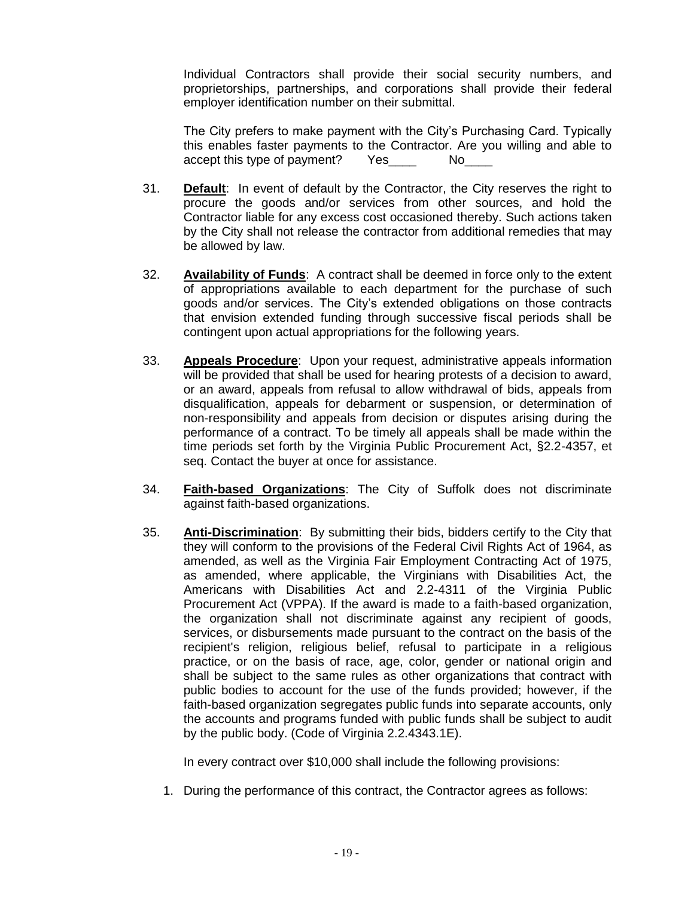Individual Contractors shall provide their social security numbers, and proprietorships, partnerships, and corporations shall provide their federal employer identification number on their submittal.

The City prefers to make payment with the City's Purchasing Card. Typically this enables faster payments to the Contractor. Are you willing and able to accept this type of payment? Yes____ No____

31. **Default**: In event of default by the Contractor, the City reserves the right to procure the goods and/or services from other sources, and hold the Contractor liable for any excess cost occasioned thereby. Such actions taken by the City shall not release the contractor from additional remedies that may be allowed by law.

32. **Availability of Funds**: A contract shall be deemed in force only to the extent of appropriations available to each department for the purchase of such goods and/or services. The City's extended obligations on those contracts that envision extended funding through successive fiscal periods shall be contingent upon actual appropriations for the following years.

33. **Appeals Procedure**: Upon your request, administrative appeals information will be provided that shall be used for hearing protests of a decision to award, or an award, appeals from refusal to allow withdrawal of bids, appeals from disqualification, appeals for debarment or suspension, or determination of non-responsibility and appeals from decision or disputes arising during the performance of a contract. To be timely all appeals shall be made within the time periods set forth by the Virginia Public Procurement Act, §2.2-4357, et seq. Contact the buyer at once for assistance.

34. **Faith-based Organizations**: The City of Suffolk does not discriminate against faith-based organizations.

35. **Anti-Discrimination**: By submitting their bids, bidders certify to the City that they will conform to the provisions of the Federal Civil Rights Act of 1964, as amended, as well as the Virginia Fair Employment Contracting Act of 1975, as amended, where applicable, the Virginians with Disabilities Act, the Americans with Disabilities Act and 2.2-4311 of the Virginia Public Procurement Act (VPPA). If the award is made to a faith-based organization, the organization shall not discriminate against any recipient of goods, services, or disbursements made pursuant to the contract on the basis of the recipient's religion, religious belief, refusal to participate in a religious practice, or on the basis of race, age, color, gender or national origin and shall be subject to the same rules as other organizations that contract with public bodies to account for the use of the funds provided; however, if the faith-based organization segregates public funds into separate accounts, only the accounts and programs funded with public funds shall be subject to audit by the public body. (Code of Virginia 2.2.4343.1E).

In every contract over $10,000 shall include the following provisions:

1. During the performance of this contract, the Contractor agrees as follows: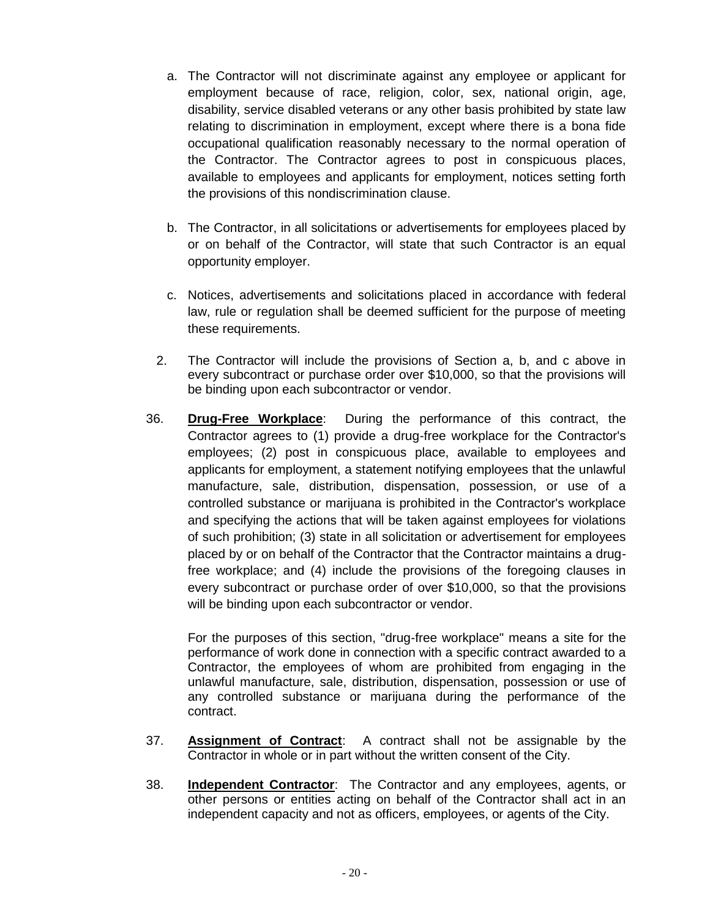a. The Contractor will not discriminate against any employee or applicant for employment because of race, religion, color, sex, national origin, age, disability, service disabled veterans or any other basis prohibited by state law relating to discrimination in employment, except where there is a bona fide occupational qualification reasonably necessary to the normal operation of the Contractor. The Contractor agrees to post in conspicuous places, available to employees and applicants for employment, notices setting forth the provisions of this nondiscrimination clause.

b. The Contractor, in all solicitations or advertisements for employees placed by or on behalf of the Contractor, will state that such Contractor is an equal opportunity employer.

c. Notices, advertisements and solicitations placed in accordance with federal law, rule or regulation shall be deemed sufficient for the purpose of meeting these requirements.

2. The Contractor will include the provisions of Section a, b, and c above in every subcontract or purchase order over $10,000, so that the provisions will be binding upon each subcontractor or vendor.

36. **Drug-Free Workplace**: During the performance of this contract, the Contractor agrees to (1) provide a drug-free workplace for the Contractor's employees; (2) post in conspicuous place, available to employees and applicants for employment, a statement notifying employees that the unlawful manufacture, sale, distribution, dispensation, possession, or use of a controlled substance or marijuana is prohibited in the Contractor's workplace and specifying the actions that will be taken against employees for violations of such prohibition; (3) state in all solicitation or advertisement for employees placed by or on behalf of the Contractor that the Contractor maintains a drug-free workplace; and (4) include the provisions of the foregoing clauses in every subcontract or purchase order of over $10,000, so that the provisions will be binding upon each subcontractor or vendor.

    For the purposes of this section, "drug-free workplace" means a site for the performance of work done in connection with a specific contract awarded to a Contractor, the employees of whom are prohibited from engaging in the unlawful manufacture, sale, distribution, dispensation, possession or use of any controlled substance or marijuana during the performance of the contract.

37. **Assignment of Contract**: A contract shall not be assignable by the Contractor in whole or in part without the written consent of the City.

38. **Independent Contractor**: The Contractor and any employees, agents, or other persons or entities acting on behalf of the Contractor shall act in an independent capacity and not as officers, employees, or agents of the City.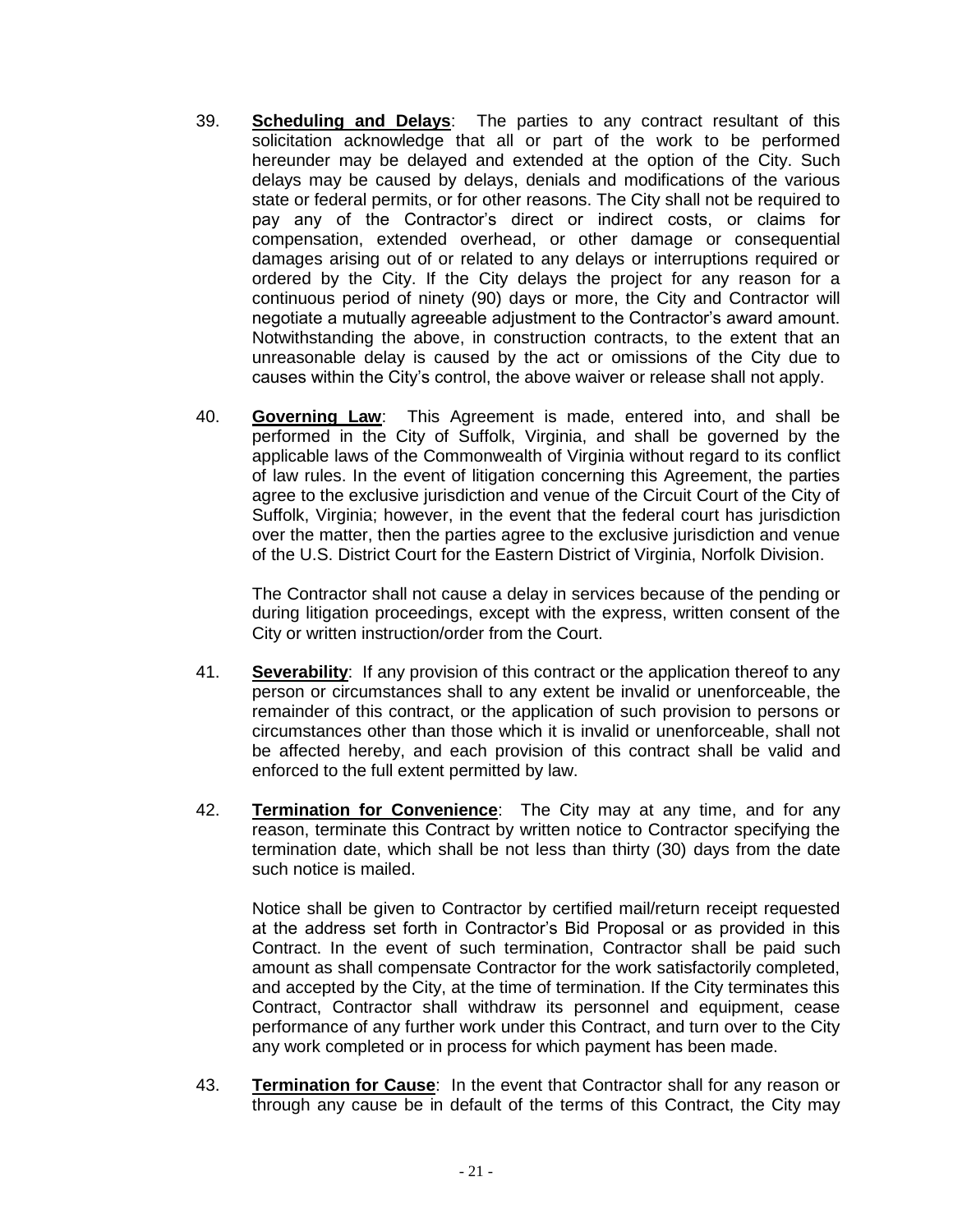39. **Scheduling and Delays**: The parties to any contract resultant of this solicitation acknowledge that all or part of the work to be performed hereunder may be delayed and extended at the option of the City. Such delays may be caused by delays, denials and modifications of the various state or federal permits, or for other reasons. The City shall not be required to pay any of the Contractor's direct or indirect costs, or claims for compensation, extended overhead, or other damage or consequential damages arising out of or related to any delays or interruptions required or ordered by the City. If the City delays the project for any reason for a continuous period of ninety (90) days or more, the City and Contractor will negotiate a mutually agreeable adjustment to the Contractor's award amount. Notwithstanding the above, in construction contracts, to the extent that an unreasonable delay is caused by the act or omissions of the City due to causes within the City's control, the above waiver or release shall not apply.

40. **Governing Law**: This Agreement is made, entered into, and shall be performed in the City of Suffolk, Virginia, and shall be governed by the applicable laws of the Commonwealth of Virginia without regard to its conflict of law rules. In the event of litigation concerning this Agreement, the parties agree to the exclusive jurisdiction and venue of the Circuit Court of the City of Suffolk, Virginia; however, in the event that the federal court has jurisdiction over the matter, then the parties agree to the exclusive jurisdiction and venue of the U.S. District Court for the Eastern District of Virginia, Norfolk Division.

    The Contractor shall not cause a delay in services because of the pending or during litigation proceedings, except with the express, written consent of the City or written instruction/order from the Court.

41. **Severability**: If any provision of this contract or the application thereof to any person or circumstances shall to any extent be invalid or unenforceable, the remainder of this contract, or the application of such provision to persons or circumstances other than those which it is invalid or unenforceable, shall not be affected hereby, and each provision of this contract shall be valid and enforced to the full extent permitted by law.

42. **Termination for Convenience**: The City may at any time, and for any reason, terminate this Contract by written notice to Contractor specifying the termination date, which shall be not less than thirty (30) days from the date such notice is mailed.

    Notice shall be given to Contractor by certified mail/return receipt requested at the address set forth in Contractor's Bid Proposal or as provided in this Contract. In the event of such termination, Contractor shall be paid such amount as shall compensate Contractor for the work satisfactorily completed, and accepted by the City, at the time of termination. If the City terminates this Contract, Contractor shall withdraw its personnel and equipment, cease performance of any further work under this Contract, and turn over to the City any work completed or in process for which payment has been made.

43. **Termination for Cause**: In the event that Contractor shall for any reason or through any cause be in default of the terms of this Contract, the City may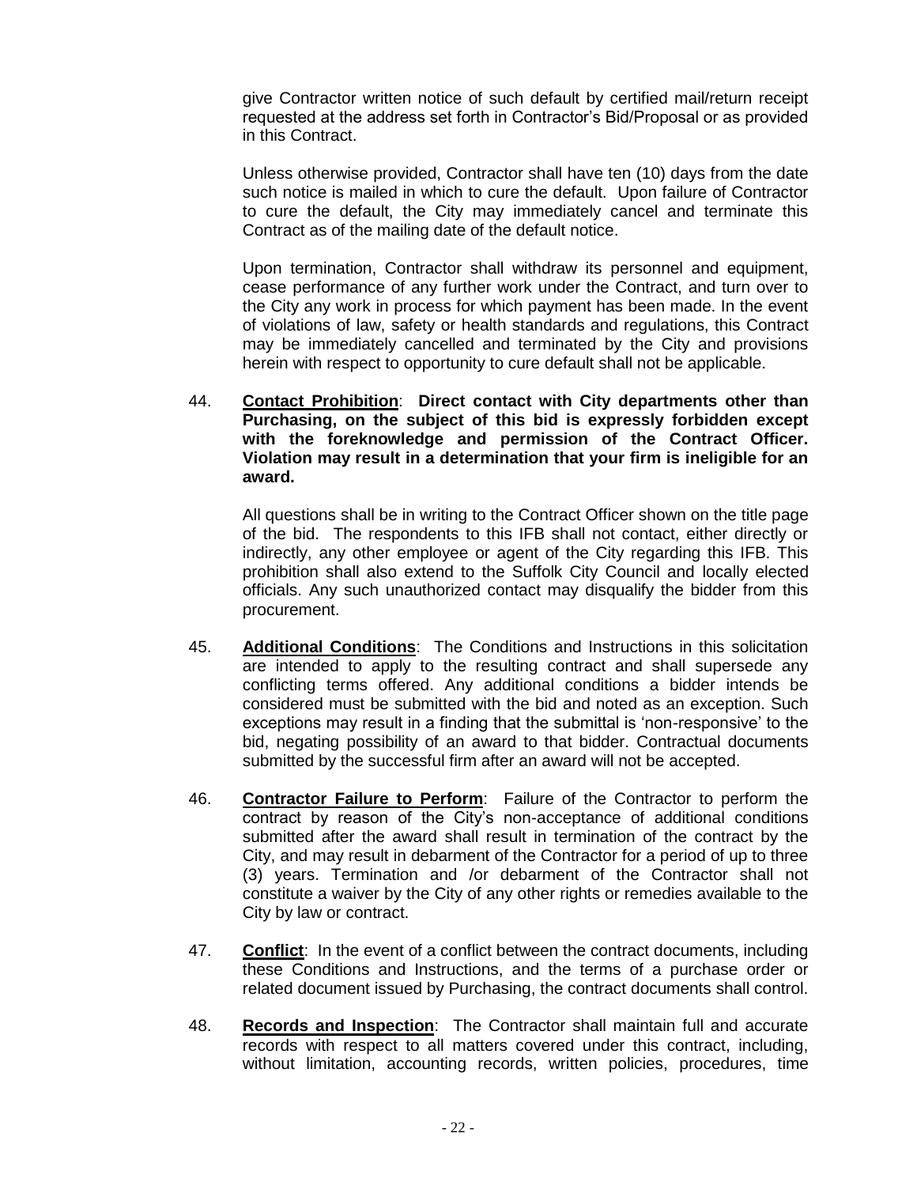give Contractor written notice of such default by certified mail/return receipt requested at the address set forth in Contractor's Bid/Proposal or as provided in this Contract.

Unless otherwise provided, Contractor shall have ten (10) days from the date such notice is mailed in which to cure the default. Upon failure of Contractor to cure the default, the City may immediately cancel and terminate this Contract as of the mailing date of the default notice.

Upon termination, Contractor shall withdraw its personnel and equipment, cease performance of any further work under the Contract, and turn over to the City any work in process for which payment has been made. In the event of violations of law, safety or health standards and regulations, this Contract may be immediately cancelled and terminated by the City and provisions herein with respect to opportunity to cure default shall not be applicable.

44. **Contact Prohibition**: **Direct contact with City departments other than Purchasing, on the subject of this bid is expressly forbidden except with the foreknowledge and permission of the Contract Officer. Violation may result in a determination that your firm is ineligible for an award.**

    All questions shall be in writing to the Contract Officer shown on the title page of the bid. The respondents to this IFB shall not contact, either directly or indirectly, any other employee or agent of the City regarding this IFB. This prohibition shall also extend to the Suffolk City Council and locally elected officials. Any such unauthorized contact may disqualify the bidder from this procurement.

45. **Additional Conditions**: The Conditions and Instructions in this solicitation are intended to apply to the resulting contract and shall supersede any conflicting terms offered. Any additional conditions a bidder intends be considered must be submitted with the bid and noted as an exception. Such exceptions may result in a finding that the submittal is 'non-responsive' to the bid, negating possibility of an award to that bidder. Contractual documents submitted by the successful firm after an award will not be accepted.

46. **Contractor Failure to Perform**: Failure of the Contractor to perform the contract by reason of the City's non-acceptance of additional conditions submitted after the award shall result in termination of the contract by the City, and may result in debarment of the Contractor for a period of up to three (3) years. Termination and /or debarment of the Contractor shall not constitute a waiver by the City of any other rights or remedies available to the City by law or contract.

47. **Conflict**: In the event of a conflict between the contract documents, including these Conditions and Instructions, and the terms of a purchase order or related document issued by Purchasing, the contract documents shall control.

48. **Records and Inspection**: The Contractor shall maintain full and accurate records with respect to all matters covered under this contract, including, without limitation, accounting records, written policies, procedures, time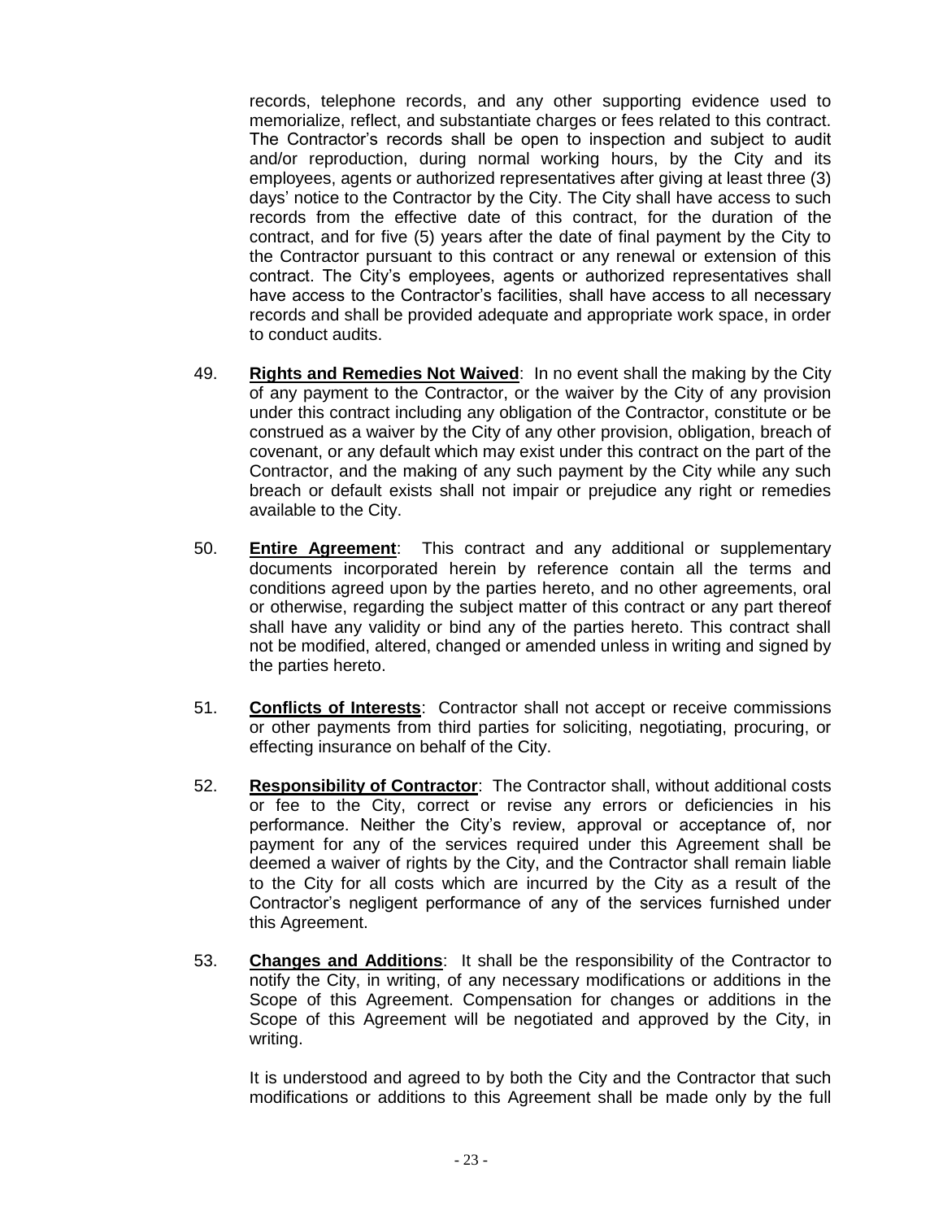records, telephone records, and any other supporting evidence used to memorialize, reflect, and substantiate charges or fees related to this contract. The Contractor's records shall be open to inspection and subject to audit and/or reproduction, during normal working hours, by the City and its employees, agents or authorized representatives after giving at least three (3) days' notice to the Contractor by the City. The City shall have access to such records from the effective date of this contract, for the duration of the contract, and for five (5) years after the date of final payment by the City to the Contractor pursuant to this contract or any renewal or extension of this contract. The City's employees, agents or authorized representatives shall have access to the Contractor's facilities, shall have access to all necessary records and shall be provided adequate and appropriate work space, in order to conduct audits.

49. **Rights and Remedies Not Waived**: In no event shall the making by the City of any payment to the Contractor, or the waiver by the City of any provision under this contract including any obligation of the Contractor, constitute or be construed as a waiver by the City of any other provision, obligation, breach of covenant, or any default which may exist under this contract on the part of the Contractor, and the making of any such payment by the City while any such breach or default exists shall not impair or prejudice any right or remedies available to the City.

50. **Entire Agreement**: This contract and any additional or supplementary documents incorporated herein by reference contain all the terms and conditions agreed upon by the parties hereto, and no other agreements, oral or otherwise, regarding the subject matter of this contract or any part thereof shall have any validity or bind any of the parties hereto. This contract shall not be modified, altered, changed or amended unless in writing and signed by the parties hereto.

51. **Conflicts of Interests**: Contractor shall not accept or receive commissions or other payments from third parties for soliciting, negotiating, procuring, or effecting insurance on behalf of the City.

52. **Responsibility of Contractor**: The Contractor shall, without additional costs or fee to the City, correct or revise any errors or deficiencies in his performance. Neither the City's review, approval or acceptance of, nor payment for any of the services required under this Agreement shall be deemed a waiver of rights by the City, and the Contractor shall remain liable to the City for all costs which are incurred by the City as a result of the Contractor's negligent performance of any of the services furnished under this Agreement.

53. **Changes and Additions**: It shall be the responsibility of the Contractor to notify the City, in writing, of any necessary modifications or additions in the Scope of this Agreement. Compensation for changes or additions in the Scope of this Agreement will be negotiated and approved by the City, in writing.

    It is understood and agreed to by both the City and the Contractor that such modifications or additions to this Agreement shall be made only by the full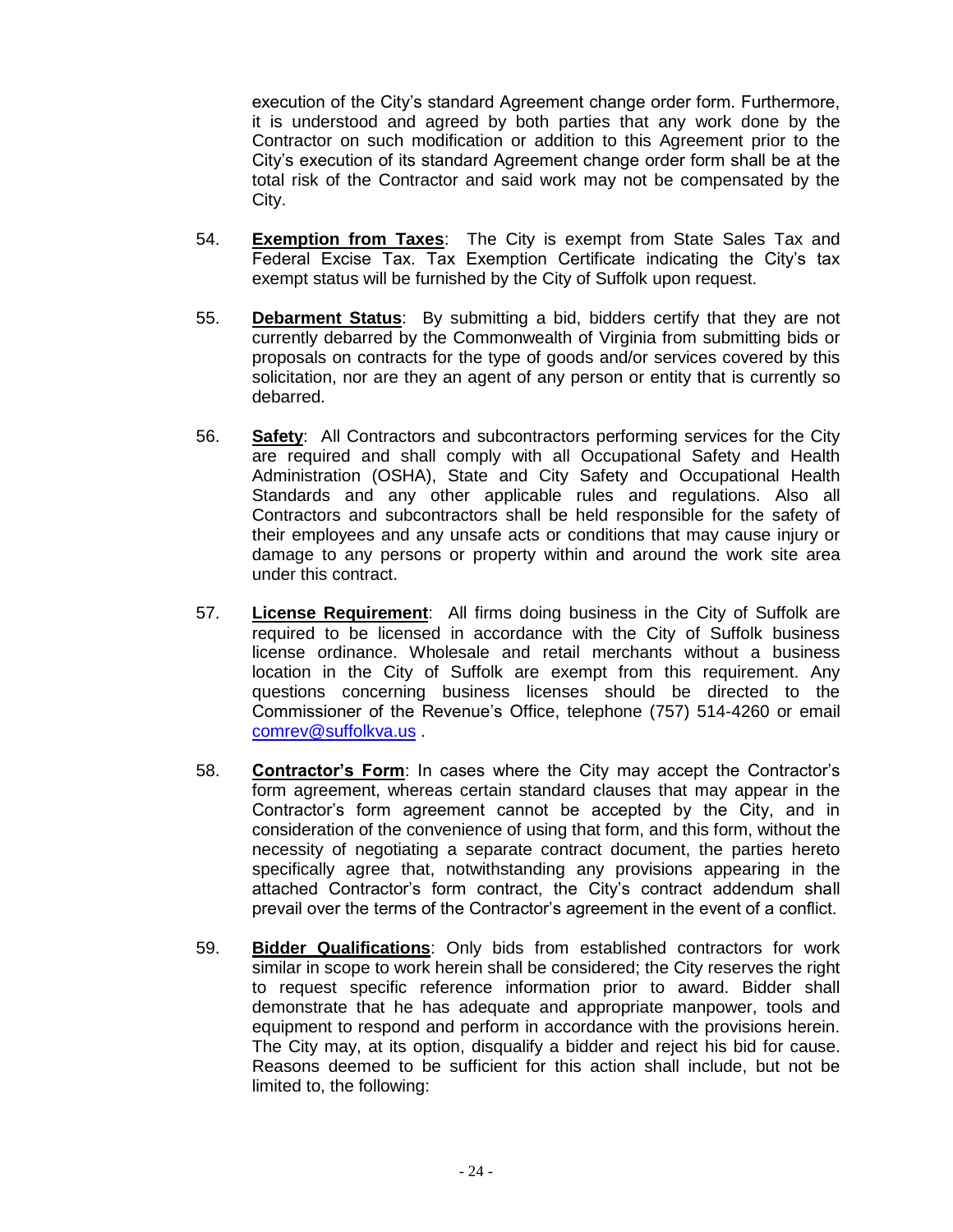execution of the City's standard Agreement change order form. Furthermore, it is understood and agreed by both parties that any work done by the Contractor on such modification or addition to this Agreement prior to the City's execution of its standard Agreement change order form shall be at the total risk of the Contractor and said work may not be compensated by the City.

54. **Exemption from Taxes**: The City is exempt from State Sales Tax and Federal Excise Tax. Tax Exemption Certificate indicating the City's tax exempt status will be furnished by the City of Suffolk upon request.

55. **Debarment Status**: By submitting a bid, bidders certify that they are not currently debarred by the Commonwealth of Virginia from submitting bids or proposals on contracts for the type of goods and/or services covered by this solicitation, nor are they an agent of any person or entity that is currently so debarred.

56. **Safety**: All Contractors and subcontractors performing services for the City are required and shall comply with all Occupational Safety and Health Administration (OSHA), State and City Safety and Occupational Health Standards and any other applicable rules and regulations. Also all Contractors and subcontractors shall be held responsible for the safety of their employees and any unsafe acts or conditions that may cause injury or damage to any persons or property within and around the work site area under this contract.

57. **License Requirement**: All firms doing business in the City of Suffolk are required to be licensed in accordance with the City of Suffolk business license ordinance. Wholesale and retail merchants without a business location in the City of Suffolk are exempt from this requirement. Any questions concerning business licenses should be directed to the Commissioner of the Revenue's Office, telephone (757) 514-4260 or email comrev@suffolkva.us .

58. **Contractor's Form**: In cases where the City may accept the Contractor's form agreement, whereas certain standard clauses that may appear in the Contractor's form agreement cannot be accepted by the City, and in consideration of the convenience of using that form, and this form, without the necessity of negotiating a separate contract document, the parties hereto specifically agree that, notwithstanding any provisions appearing in the attached Contractor's form contract, the City's contract addendum shall prevail over the terms of the Contractor's agreement in the event of a conflict.

59. **Bidder Qualifications**: Only bids from established contractors for work similar in scope to work herein shall be considered; the City reserves the right to request specific reference information prior to award. Bidder shall demonstrate that he has adequate and appropriate manpower, tools and equipment to respond and perform in accordance with the provisions herein. The City may, at its option, disqualify a bidder and reject his bid for cause. Reasons deemed to be sufficient for this action shall include, but not be limited to, the following: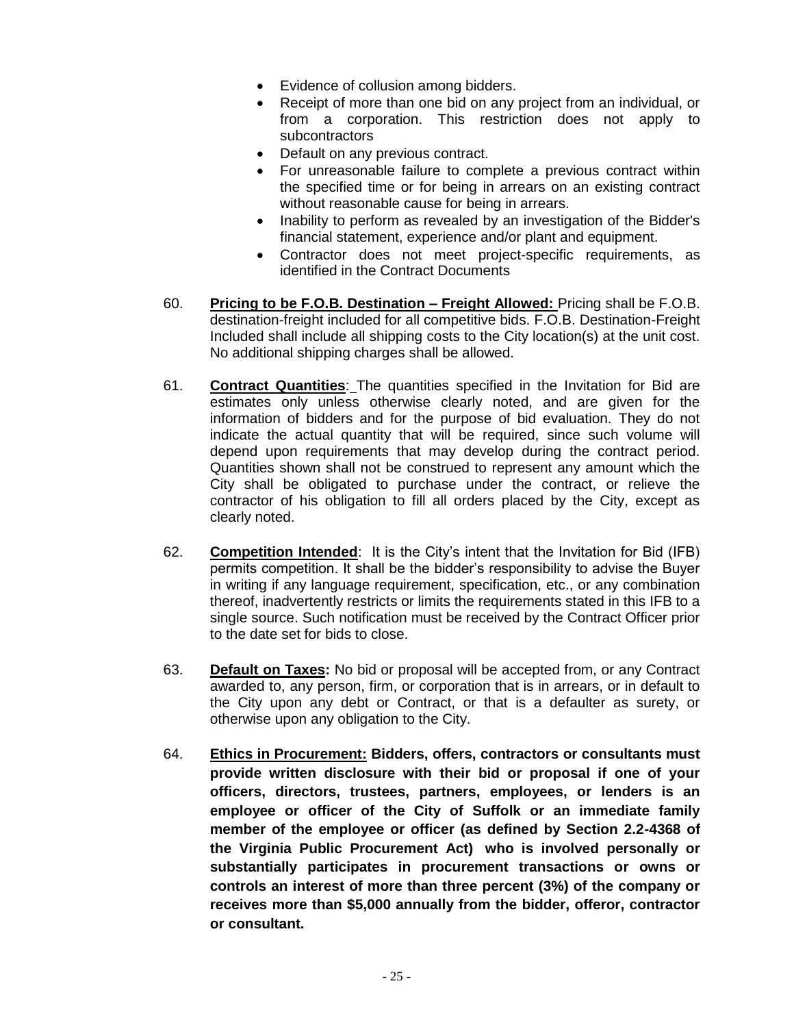- Evidence of collusion among bidders.
- Receipt of more than one bid on any project from an individual, or from a corporation. This restriction does not apply to subcontractors
- Default on any previous contract.
- For unreasonable failure to complete a previous contract within the specified time or for being in arrears on an existing contract without reasonable cause for being in arrears.
- Inability to perform as revealed by an investigation of the Bidder's financial statement, experience and/or plant and equipment.
- Contractor does not meet project-specific requirements, as identified in the Contract Documents

60. **Pricing to be F.O.B. Destination – Freight Allowed:** Pricing shall be F.O.B. destination-freight included for all competitive bids. F.O.B. Destination-Freight Included shall include all shipping costs to the City location(s) at the unit cost. No additional shipping charges shall be allowed.

61. **Contract Quantities**: The quantities specified in the Invitation for Bid are estimates only unless otherwise clearly noted, and are given for the information of bidders and for the purpose of bid evaluation. They do not indicate the actual quantity that will be required, since such volume will depend upon requirements that may develop during the contract period. Quantities shown shall not be construed to represent any amount which the City shall be obligated to purchase under the contract, or relieve the contractor of his obligation to fill all orders placed by the City, except as clearly noted.

62. **Competition Intended**: It is the City's intent that the Invitation for Bid (IFB) permits competition. It shall be the bidder's responsibility to advise the Buyer in writing if any language requirement, specification, etc., or any combination thereof, inadvertently restricts or limits the requirements stated in this IFB to a single source. Such notification must be received by the Contract Officer prior to the date set for bids to close.

63. **Default on Taxes:** No bid or proposal will be accepted from, or any Contract awarded to, any person, firm, or corporation that is in arrears, or in default to the City upon any debt or Contract, or that is a defaulter as surety, or otherwise upon any obligation to the City.

64. **Ethics in Procurement: Bidders, offers, contractors or consultants must provide written disclosure with their bid or proposal if one of your officers, directors, trustees, partners, employees, or lenders is an employee or officer of the City of Suffolk or an immediate family member of the employee or officer (as defined by Section 2.2-4368 of the Virginia Public Procurement Act) who is involved personally or substantially participates in procurement transactions or owns or controls an interest of more than three percent (3%) of the company or receives more than $5,000 annually from the bidder, offeror, contractor or consultant.**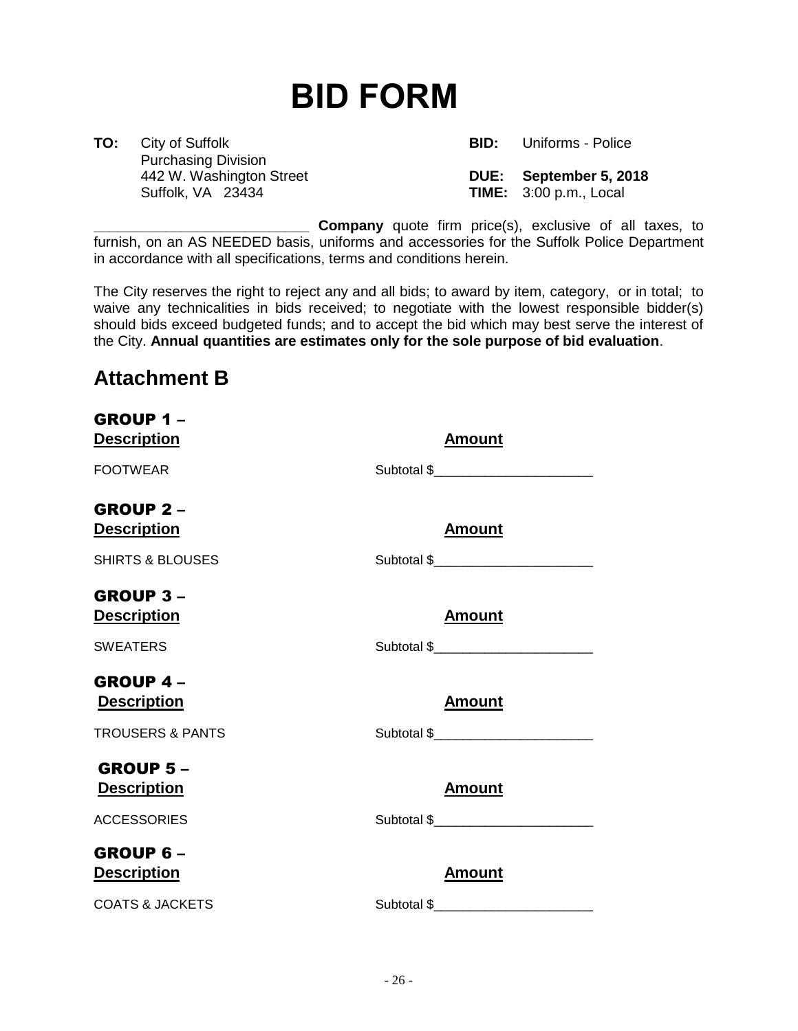# BID FORM

**TO:** City of Suffolk
Purchasing Division
442 W. Washington Street
Suffolk, VA 23434

**BID:** Uniforms - Police

**DUE: September 5, 2018**
**TIME:** 3:00 p.m., Local

___________________________ **Company** quote firm price(s), exclusive of all taxes, to furnish, on an AS NEEDED basis, uniforms and accessories for the Suffolk Police Department in accordance with all specifications, terms and conditions herein.

The City reserves the right to reject any and all bids; to award by item, category, or in total; to waive any technicalities in bids received; to negotiate with the lowest responsible bidder(s) should bids exceed budgeted funds; and to accept the bid which may best serve the interest of the City. **Annual quantities are estimates only for the sole purpose of bid evaluation**.

## Attachment B

### GROUP 1 –

| Description | Amount |
|---|---|
| FOOTWEAR | Subtotal $______________________ |

### GROUP 2 –

| Description | Amount |
|---|---|
| SHIRTS & BLOUSES | Subtotal $______________________ |

### GROUP 3 –

| Description | Amount |
|---|---|
| SWEATERS | Subtotal $______________________ |

### GROUP 4 –

| Description | Amount |
|---|---|
| TROUSERS & PANTS | Subtotal $______________________ |

### GROUP 5 –

| Description | Amount |
|---|---|
| ACCESSORIES | Subtotal $______________________ |

### GROUP 6 –

| Description | Amount |
|---|---|
| COATS & JACKETS | Subtotal $______________________ |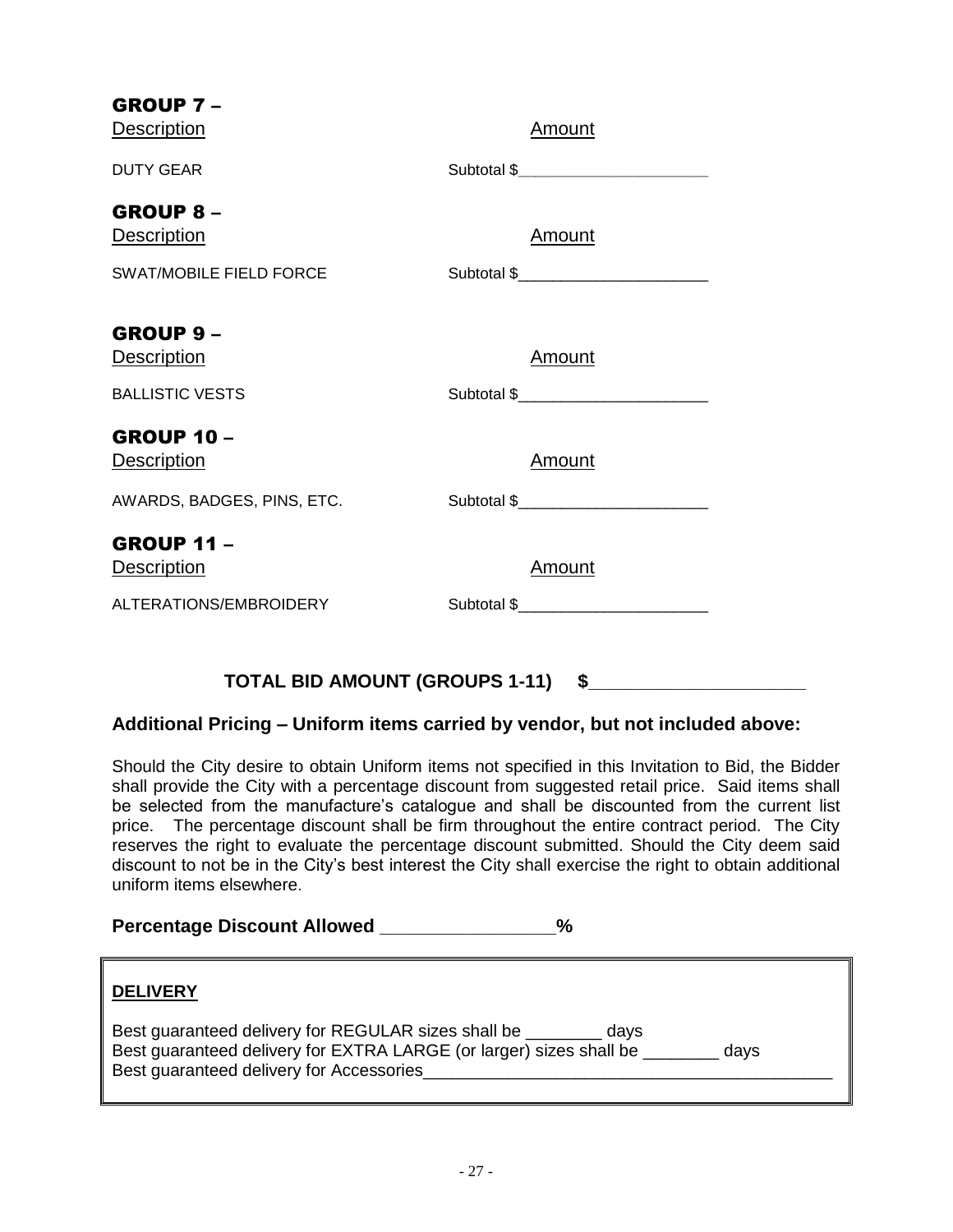## GROUP 7 –

| Description | Amount |
|---|---|
| DUTY GEAR | Subtotal $______________________ |

## GROUP 8 –

| Description | Amount |
|---|---|
| SWAT/MOBILE FIELD FORCE | Subtotal $______________________ |

## GROUP 9 –

| Description | Amount |
|---|---|
| BALLISTIC VESTS | Subtotal $______________________ |

## GROUP 10 –

| Description | Amount |
|---|---|
| AWARDS, BADGES, PINS, ETC. | Subtotal $______________________ |

## GROUP 11 –

| Description | Amount |
|---|---|
| ALTERATIONS/EMBROIDERY | Subtotal $______________________ |

**TOTAL BID AMOUNT (GROUPS 1-11) $______________________**

### Additional Pricing – Uniform items carried by vendor, but not included above:

Should the City desire to obtain Uniform items not specified in this Invitation to Bid, the Bidder shall provide the City with a percentage discount from suggested retail price. Said items shall be selected from the manufacture's catalogue and shall be discounted from the current list price. The percentage discount shall be firm throughout the entire contract period. The City reserves the right to evaluate the percentage discount submitted. Should the City deem said discount to not be in the City's best interest the City shall exercise the right to obtain additional uniform items elsewhere.

**Percentage Discount Allowed _________________%**

**DELIVERY**

Best guaranteed delivery for REGULAR sizes shall be ________ days
Best guaranteed delivery for EXTRA LARGE (or larger) sizes shall be ________ days
Best guaranteed delivery for Accessories_____________________________________________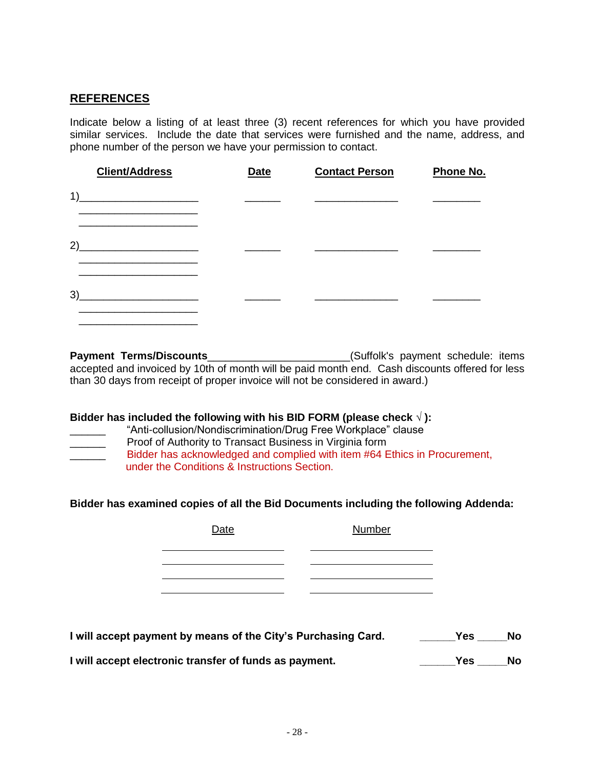## REFERENCES

Indicate below a listing of at least three (3) recent references for which you have provided similar services. Include the date that services were furnished and the name, address, and phone number of the person we have your permission to contact.

| Client/Address | Date | Contact Person | Phone No. |
|---|---|---|---|
| 1)____________________<br>____________________<br>____________________ | ______ | ______________ | ________ |
| 2)____________________<br>____________________<br>____________________ | ______ | ______________ | ________ |
| 3)____________________<br>____________________<br>____________________ | ______ | ______________ | ________ |

**Payment Terms/Discounts**______________________(Suffolk's payment schedule: items accepted and invoiced by 10th of month will be paid month end. Cash discounts offered for less than 30 days from receipt of proper invoice will not be considered in award.)

**Bidder has included the following with his BID FORM (please check √ ):**

______ "Anti-collusion/Nondiscrimination/Drug Free Workplace" clause
______ Proof of Authority to Transact Business in Virginia form
______ Bidder has acknowledged and complied with item #64 Ethics in Procurement, under the Conditions & Instructions Section.

**Bidder has examined copies of all the Bid Documents including the following Addenda:**

| Date | Number |
|---|---|
| | |
| | |
| | |
| | |

**I will accept payment by means of the City's Purchasing Card.** ______**Yes** _____**No**

**I will accept electronic transfer of funds as payment.** ______**Yes** _____**No**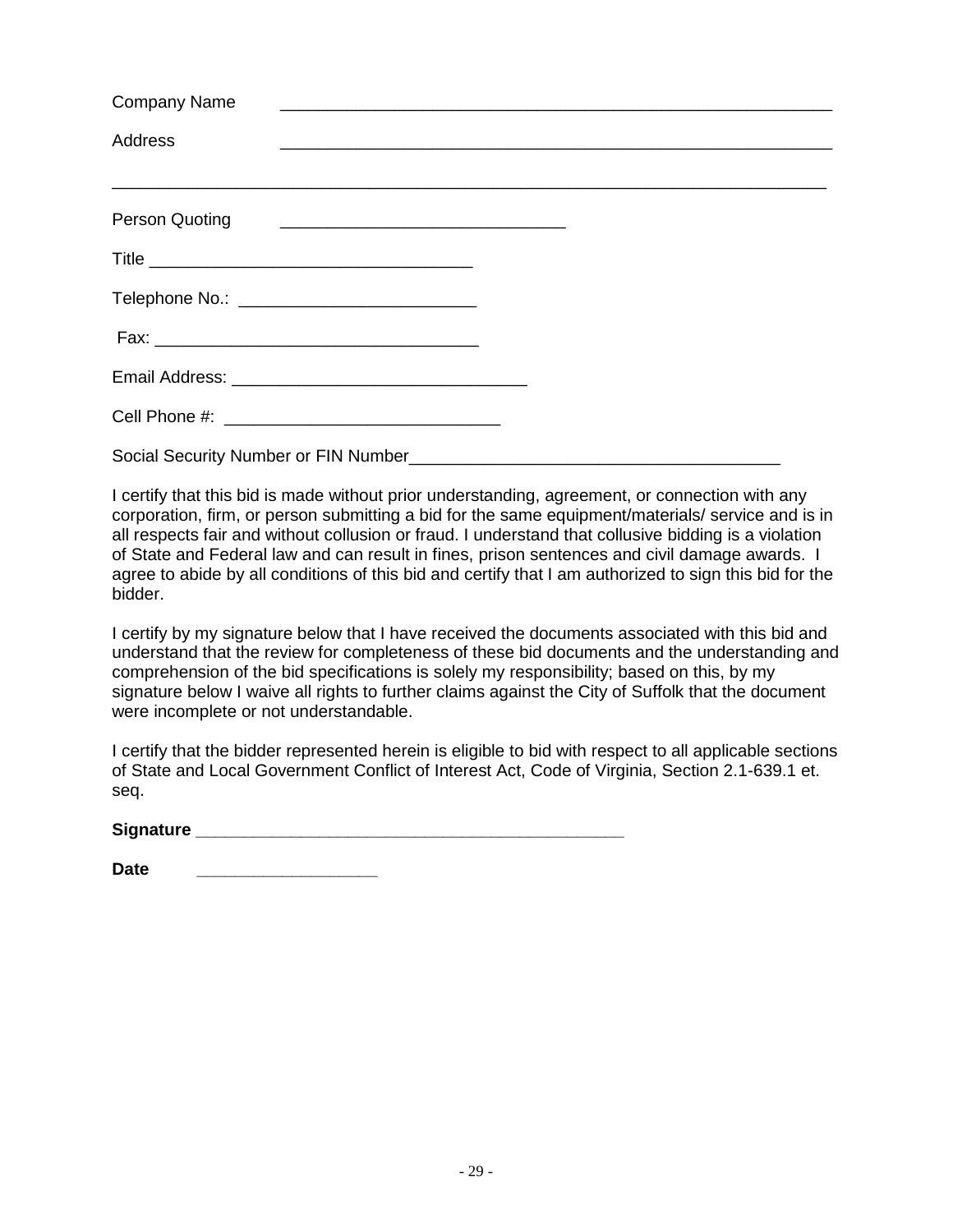Company Name ____________________________________________________________

Address ____________________________________________________________

______________________________________________________________________________

Person Quoting _______________________________

Title ___________________________________

Telephone No.: _________________________

Fax: ___________________________________

Email Address: _______________________________

Cell Phone #: _____________________________

Social Security Number or FIN Number_________________________________________

I certify that this bid is made without prior understanding, agreement, or connection with any corporation, firm, or person submitting a bid for the same equipment/materials/ service and is in all respects fair and without collusion or fraud. I understand that collusive bidding is a violation of State and Federal law and can result in fines, prison sentences and civil damage awards. I agree to abide by all conditions of this bid and certify that I am authorized to sign this bid for the bidder.

I certify by my signature below that I have received the documents associated with this bid and understand that the review for completeness of these bid documents and the understanding and comprehension of the bid specifications is solely my responsibility; based on this, by my signature below I waive all rights to further claims against the City of Suffolk that the document were incomplete or not understandable.

I certify that the bidder represented herein is eligible to bid with respect to all applicable sections of State and Local Government Conflict of Interest Act, Code of Virginia, Section 2.1-639.1 et. seq.

**Signature _____________________________________________**

**Date __________________**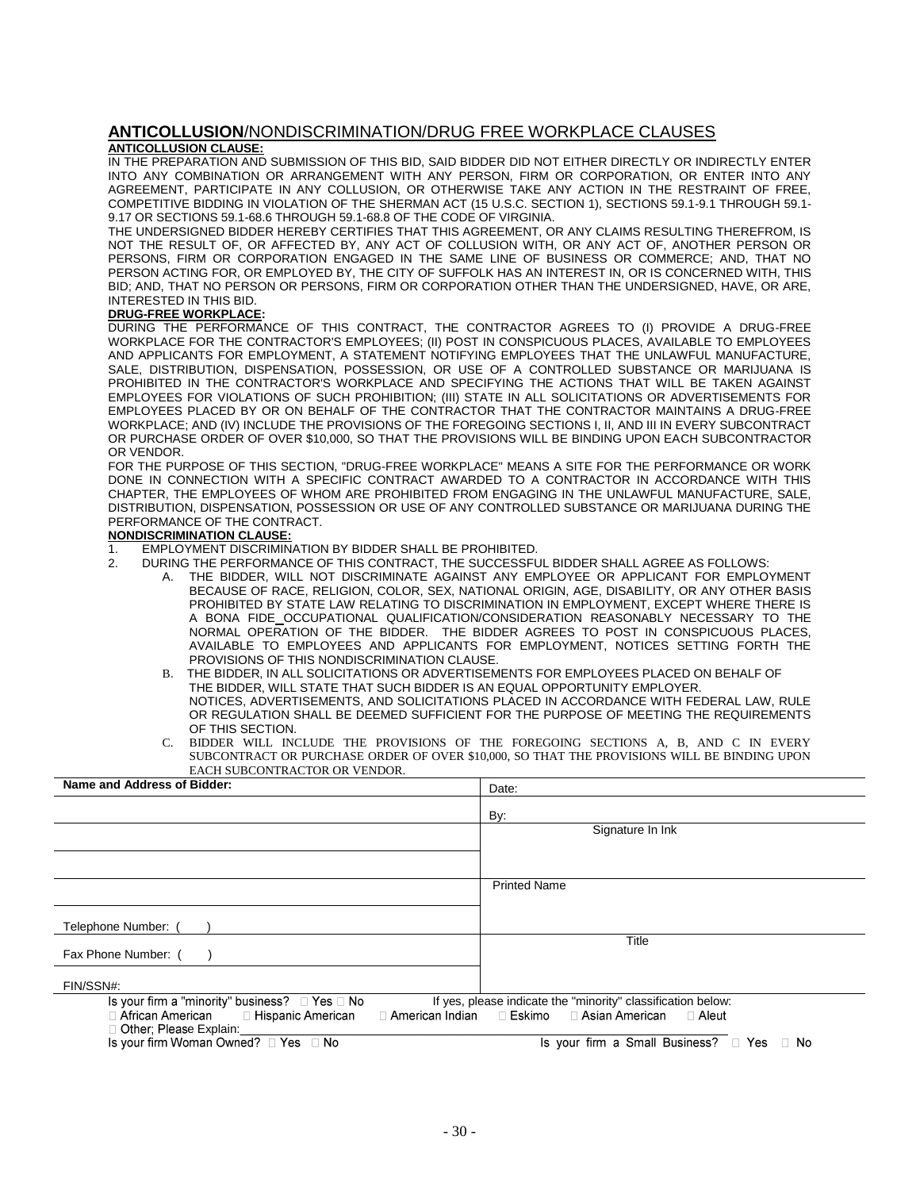## **ANTICOLLUSION**/NONDISCRIMINATION/DRUG FREE WORKPLACE CLAUSES

**ANTICOLLUSION CLAUSE:**

IN THE PREPARATION AND SUBMISSION OF THIS BID, SAID BIDDER DID NOT EITHER DIRECTLY OR INDIRECTLY ENTER INTO ANY COMBINATION OR ARRANGEMENT WITH ANY PERSON, FIRM OR CORPORATION, OR ENTER INTO ANY AGREEMENT, PARTICIPATE IN ANY COLLUSION, OR OTHERWISE TAKE ANY ACTION IN THE RESTRAINT OF FREE, COMPETITIVE BIDDING IN VIOLATION OF THE SHERMAN ACT (15 U.S.C. SECTION 1), SECTIONS 59.1-9.1 THROUGH 59.1-9.17 OR SECTIONS 59.1-68.6 THROUGH 59.1-68.8 OF THE CODE OF VIRGINIA.

THE UNDERSIGNED BIDDER HEREBY CERTIFIES THAT THIS AGREEMENT, OR ANY CLAIMS RESULTING THEREFROM, IS NOT THE RESULT OF, OR AFFECTED BY, ANY ACT OF COLLUSION WITH, OR ANY ACT OF, ANOTHER PERSON OR PERSONS, FIRM OR CORPORATION ENGAGED IN THE SAME LINE OF BUSINESS OR COMMERCE; AND, THAT NO PERSON ACTING FOR, OR EMPLOYED BY, THE CITY OF SUFFOLK HAS AN INTEREST IN, OR IS CONCERNED WITH, THIS BID; AND, THAT NO PERSON OR PERSONS, FIRM OR CORPORATION OTHER THAN THE UNDERSIGNED, HAVE, OR ARE, INTERESTED IN THIS BID.

**DRUG-FREE WORKPLACE:**

DURING THE PERFORMANCE OF THIS CONTRACT, THE CONTRACTOR AGREES TO (I) PROVIDE A DRUG-FREE WORKPLACE FOR THE CONTRACTOR'S EMPLOYEES; (II) POST IN CONSPICUOUS PLACES, AVAILABLE TO EMPLOYEES AND APPLICANTS FOR EMPLOYMENT, A STATEMENT NOTIFYING EMPLOYEES THAT THE UNLAWFUL MANUFACTURE, SALE, DISTRIBUTION, DISPENSATION, POSSESSION, OR USE OF A CONTROLLED SUBSTANCE OR MARIJUANA IS PROHIBITED IN THE CONTRACTOR'S WORKPLACE AND SPECIFYING THE ACTIONS THAT WILL BE TAKEN AGAINST EMPLOYEES FOR VIOLATIONS OF SUCH PROHIBITION; (III) STATE IN ALL SOLICITATIONS OR ADVERTISEMENTS FOR EMPLOYEES PLACED BY OR ON BEHALF OF THE CONTRACTOR THAT THE CONTRACTOR MAINTAINS A DRUG-FREE WORKPLACE; AND (IV) INCLUDE THE PROVISIONS OF THE FOREGOING SECTIONS I, II, AND III IN EVERY SUBCONTRACT OR PURCHASE ORDER OF OVER $10,000, SO THAT THE PROVISIONS WILL BE BINDING UPON EACH SUBCONTRACTOR OR VENDOR.

FOR THE PURPOSE OF THIS SECTION, "DRUG-FREE WORKPLACE" MEANS A SITE FOR THE PERFORMANCE OR WORK DONE IN CONNECTION WITH A SPECIFIC CONTRACT AWARDED TO A CONTRACTOR IN ACCORDANCE WITH THIS CHAPTER, THE EMPLOYEES OF WHOM ARE PROHIBITED FROM ENGAGING IN THE UNLAWFUL MANUFACTURE, SALE, DISTRIBUTION, DISPENSATION, POSSESSION OR USE OF ANY CONTROLLED SUBSTANCE OR MARIJUANA DURING THE PERFORMANCE OF THE CONTRACT.

**NONDISCRIMINATION CLAUSE:**

1. EMPLOYMENT DISCRIMINATION BY BIDDER SHALL BE PROHIBITED.
2. DURING THE PERFORMANCE OF THIS CONTRACT, THE SUCCESSFUL BIDDER SHALL AGREE AS FOLLOWS:
   A. THE BIDDER, WILL NOT DISCRIMINATE AGAINST ANY EMPLOYEE OR APPLICANT FOR EMPLOYMENT BECAUSE OF RACE, RELIGION, COLOR, SEX, NATIONAL ORIGIN, AGE, DISABILITY, OR ANY OTHER BASIS PROHIBITED BY STATE LAW RELATING TO DISCRIMINATION IN EMPLOYMENT, EXCEPT WHERE THERE IS A BONA FIDE OCCUPATIONAL QUALIFICATION/CONSIDERATION REASONABLY NECESSARY TO THE NORMAL OPERATION OF THE BIDDER. THE BIDDER AGREES TO POST IN CONSPICUOUS PLACES, AVAILABLE TO EMPLOYEES AND APPLICANTS FOR EMPLOYMENT, NOTICES SETTING FORTH THE PROVISIONS OF THIS NONDISCRIMINATION CLAUSE.
   B. THE BIDDER, IN ALL SOLICITATIONS OR ADVERTISEMENTS FOR EMPLOYEES PLACED ON BEHALF OF THE BIDDER, WILL STATE THAT SUCH BIDDER IS AN EQUAL OPPORTUNITY EMPLOYER. NOTICES, ADVERTISEMENTS, AND SOLICITATIONS PLACED IN ACCORDANCE WITH FEDERAL LAW, RULE OR REGULATION SHALL BE DEEMED SUFFICIENT FOR THE PURPOSE OF MEETING THE REQUIREMENTS OF THIS SECTION.
   C. BIDDER WILL INCLUDE THE PROVISIONS OF THE FOREGOING SECTIONS A, B, AND C IN EVERY SUBCONTRACT OR PURCHASE ORDER OF OVER $10,000, SO THAT THE PROVISIONS WILL BE BINDING UPON EACH SUBCONTRACTOR OR VENDOR.

| **Name and Address of Bidder:** | Date: |
|---|---|
| | By: |
| | Signature In Ink |
| | |
| | Printed Name |
| Telephone Number: (     ) | |
| Fax Phone Number: (     ) | Title |
| FIN/SSN#: | |

Is your firm a "minority" business? ☐ Yes ☐ No     If yes, please indicate the "minority" classification below:

☐ African American   ☐ Hispanic American   ☐ American Indian   ☐ Eskimo   ☐ Asian American   ☐ Aleut

☐ Other; Please Explain:\_\_\_\_\_\_\_\_\_\_\_\_\_\_\_\_\_\_\_\_\_\_\_\_\_\_\_\_\_\_\_\_\_\_\_\_

Is your firm Woman Owned? ☐ Yes ☐ No     Is your firm a Small Business? ☐ Yes ☐ No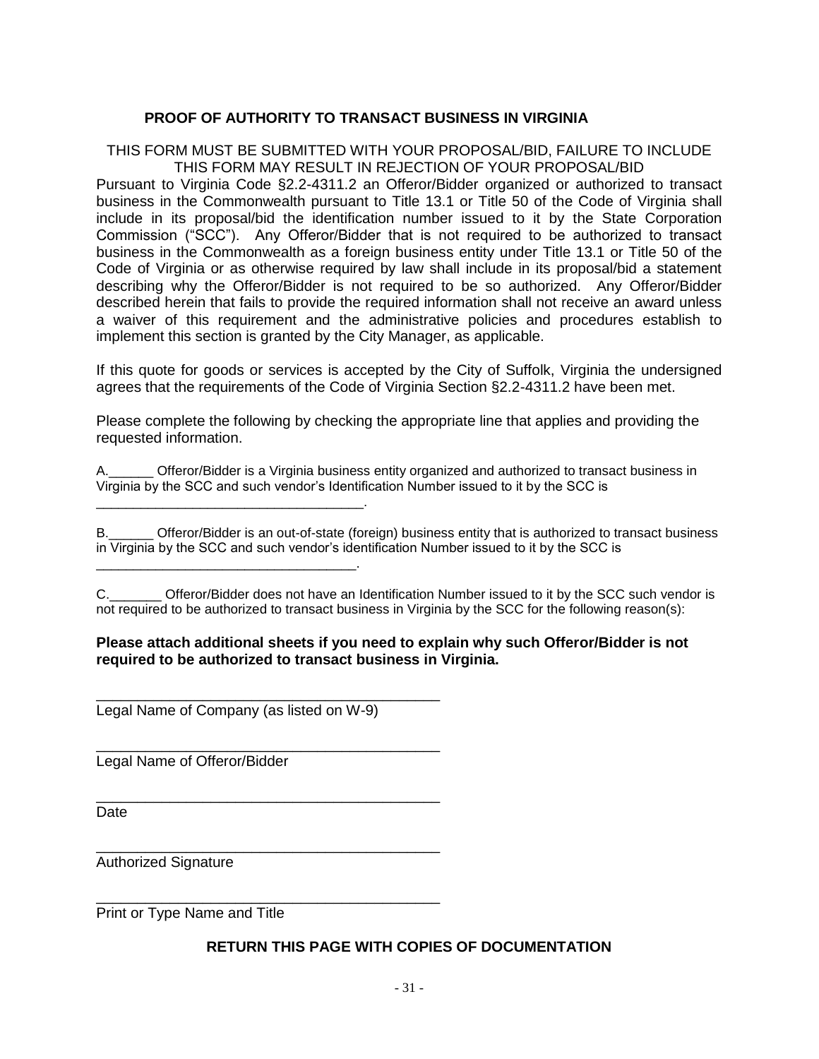## PROOF OF AUTHORITY TO TRANSACT BUSINESS IN VIRGINIA

THIS FORM MUST BE SUBMITTED WITH YOUR PROPOSAL/BID, FAILURE TO INCLUDE THIS FORM MAY RESULT IN REJECTION OF YOUR PROPOSAL/BID

Pursuant to Virginia Code §2.2-4311.2 an Offeror/Bidder organized or authorized to transact business in the Commonwealth pursuant to Title 13.1 or Title 50 of the Code of Virginia shall include in its proposal/bid the identification number issued to it by the State Corporation Commission ("SCC"). Any Offeror/Bidder that is not required to be authorized to transact business in the Commonwealth as a foreign business entity under Title 13.1 or Title 50 of the Code of Virginia or as otherwise required by law shall include in its proposal/bid a statement describing why the Offeror/Bidder is not required to be so authorized. Any Offeror/Bidder described herein that fails to provide the required information shall not receive an award unless a waiver of this requirement and the administrative policies and procedures establish to implement this section is granted by the City Manager, as applicable.

If this quote for goods or services is accepted by the City of Suffolk, Virginia the undersigned agrees that the requirements of the Code of Virginia Section §2.2-4311.2 have been met.

Please complete the following by checking the appropriate line that applies and providing the requested information.

A.______ Offeror/Bidder is a Virginia business entity organized and authorized to transact business in Virginia by the SCC and such vendor's Identification Number issued to it by the SCC is ___________________________________.

B.______ Offeror/Bidder is an out-of-state (foreign) business entity that is authorized to transact business in Virginia by the SCC and such vendor's identification Number issued to it by the SCC is ___________________________________.

C._______ Offeror/Bidder does not have an Identification Number issued to it by the SCC such vendor is not required to be authorized to transact business in Virginia by the SCC for the following reason(s):

**Please attach additional sheets if you need to explain why such Offeror/Bidder is not required to be authorized to transact business in Virginia.**

___________________________________________
Legal Name of Company (as listed on W-9)

___________________________________________
Legal Name of Offeror/Bidder

___________________________________________
Date

___________________________________________
Authorized Signature

___________________________________________
Print or Type Name and Title

**RETURN THIS PAGE WITH COPIES OF DOCUMENTATION**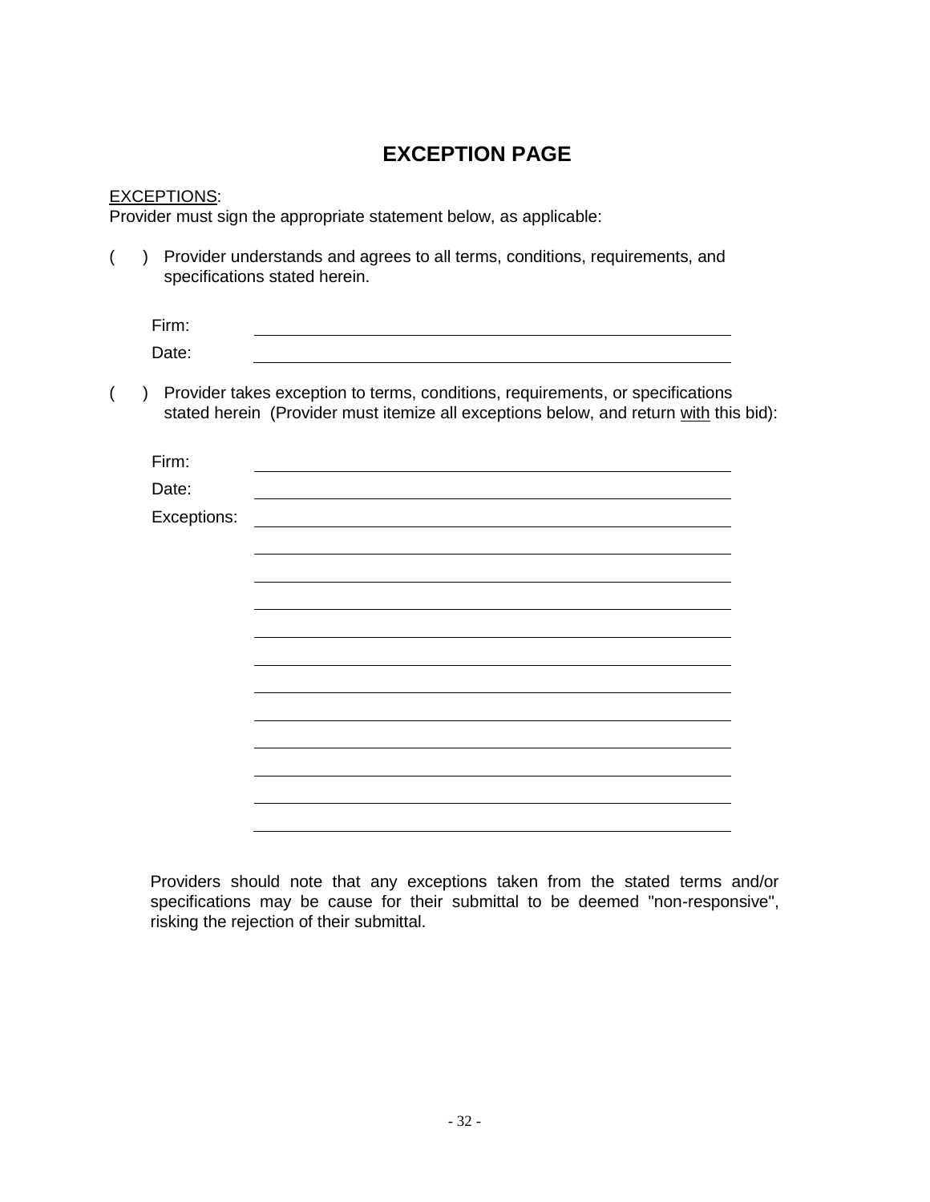# EXCEPTION PAGE

EXCEPTIONS:
Provider must sign the appropriate statement below, as applicable:

(    ) Provider understands and agrees to all terms, conditions, requirements, and specifications stated herein.

Firm: ____________________________________________

Date: ____________________________________________

(    ) Provider takes exception to terms, conditions, requirements, or specifications stated herein (Provider must itemize all exceptions below, and return with this bid):

Firm: ____________________________________________

Date: ____________________________________________

Exceptions: ____________________________________________

____________________________________________

____________________________________________

____________________________________________

____________________________________________

____________________________________________

____________________________________________

____________________________________________

____________________________________________

____________________________________________

____________________________________________

____________________________________________

Providers should note that any exceptions taken from the stated terms and/or specifications may be cause for their submittal to be deemed "non-responsive", risking the rejection of their submittal.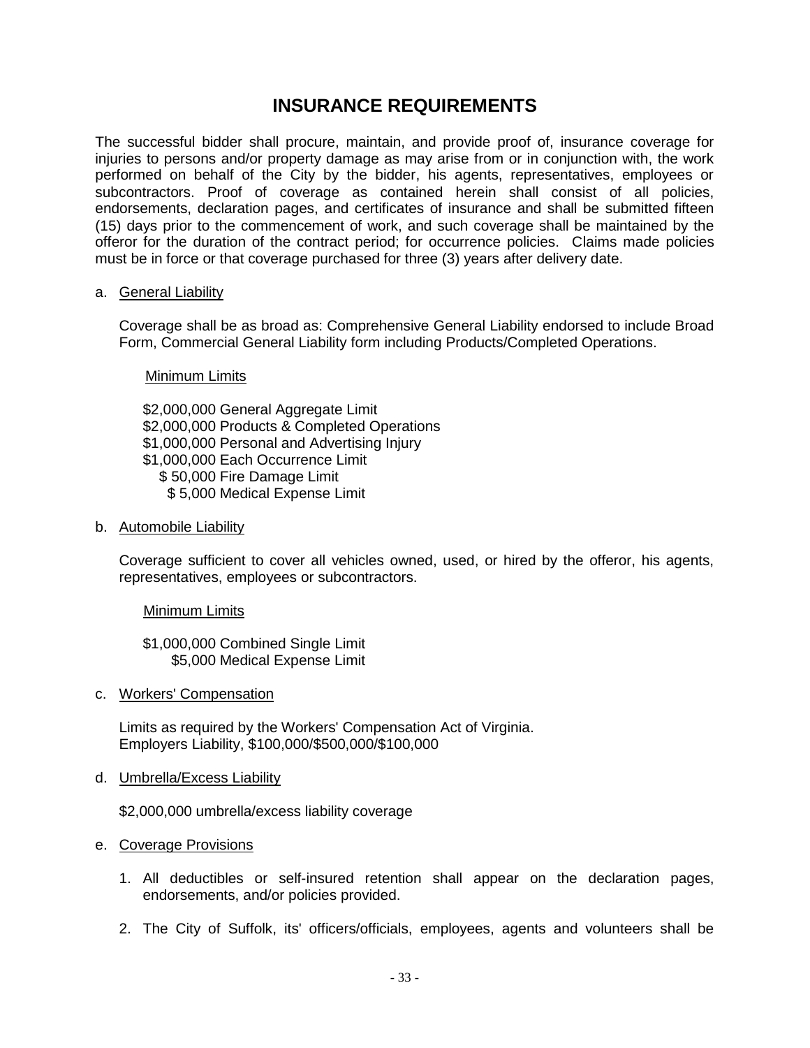# INSURANCE REQUIREMENTS

The successful bidder shall procure, maintain, and provide proof of, insurance coverage for injuries to persons and/or property damage as may arise from or in conjunction with, the work performed on behalf of the City by the bidder, his agents, representatives, employees or subcontractors. Proof of coverage as contained herein shall consist of all policies, endorsements, declaration pages, and certificates of insurance and shall be submitted fifteen (15) days prior to the commencement of work, and such coverage shall be maintained by the offeror for the duration of the contract period; for occurrence policies. Claims made policies must be in force or that coverage purchased for three (3) years after delivery date.

a. General Liability

Coverage shall be as broad as: Comprehensive General Liability endorsed to include Broad Form, Commercial General Liability form including Products/Completed Operations.

Minimum Limits

$2,000,000 General Aggregate Limit
$2,000,000 Products & Completed Operations
$1,000,000 Personal and Advertising Injury
$1,000,000 Each Occurrence Limit
$ 50,000 Fire Damage Limit
$ 5,000 Medical Expense Limit

b. Automobile Liability

Coverage sufficient to cover all vehicles owned, used, or hired by the offeror, his agents, representatives, employees or subcontractors.

Minimum Limits

$1,000,000 Combined Single Limit
$5,000 Medical Expense Limit

c. Workers' Compensation

Limits as required by the Workers' Compensation Act of Virginia.
Employers Liability, $100,000/$500,000/$100,000

d. Umbrella/Excess Liability

$2,000,000 umbrella/excess liability coverage

e. Coverage Provisions

1. All deductibles or self-insured retention shall appear on the declaration pages, endorsements, and/or policies provided.
2. The City of Suffolk, its' officers/officials, employees, agents and volunteers shall be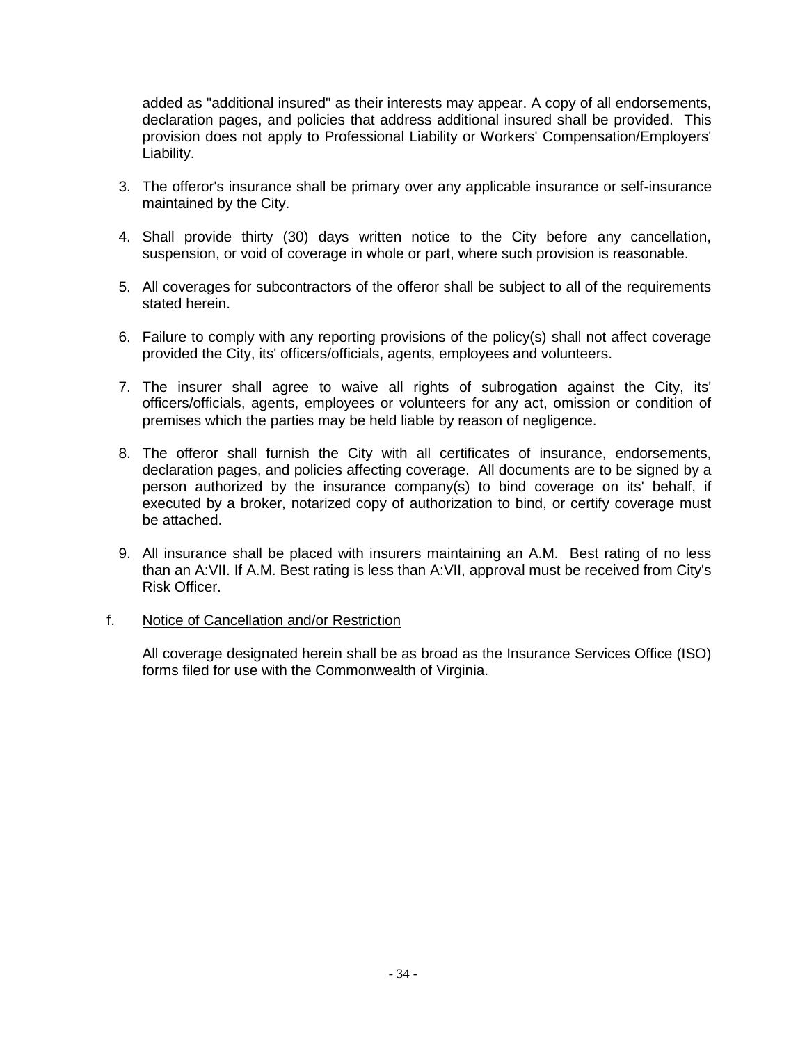added as "additional insured" as their interests may appear. A copy of all endorsements, declaration pages, and policies that address additional insured shall be provided. This provision does not apply to Professional Liability or Workers' Compensation/Employers' Liability.

3. The offeror's insurance shall be primary over any applicable insurance or self-insurance maintained by the City.

4. Shall provide thirty (30) days written notice to the City before any cancellation, suspension, or void of coverage in whole or part, where such provision is reasonable.

5. All coverages for subcontractors of the offeror shall be subject to all of the requirements stated herein.

6. Failure to comply with any reporting provisions of the policy(s) shall not affect coverage provided the City, its' officers/officials, agents, employees and volunteers.

7. The insurer shall agree to waive all rights of subrogation against the City, its' officers/officials, agents, employees or volunteers for any act, omission or condition of premises which the parties may be held liable by reason of negligence.

8. The offeror shall furnish the City with all certificates of insurance, endorsements, declaration pages, and policies affecting coverage. All documents are to be signed by a person authorized by the insurance company(s) to bind coverage on its' behalf, if executed by a broker, notarized copy of authorization to bind, or certify coverage must be attached.

9. All insurance shall be placed with insurers maintaining an A.M. Best rating of no less than an A:VII. If A.M. Best rating is less than A:VII, approval must be received from City's Risk Officer.

f. Notice of Cancellation and/or Restriction

All coverage designated herein shall be as broad as the Insurance Services Office (ISO) forms filed for use with the Commonwealth of Virginia.